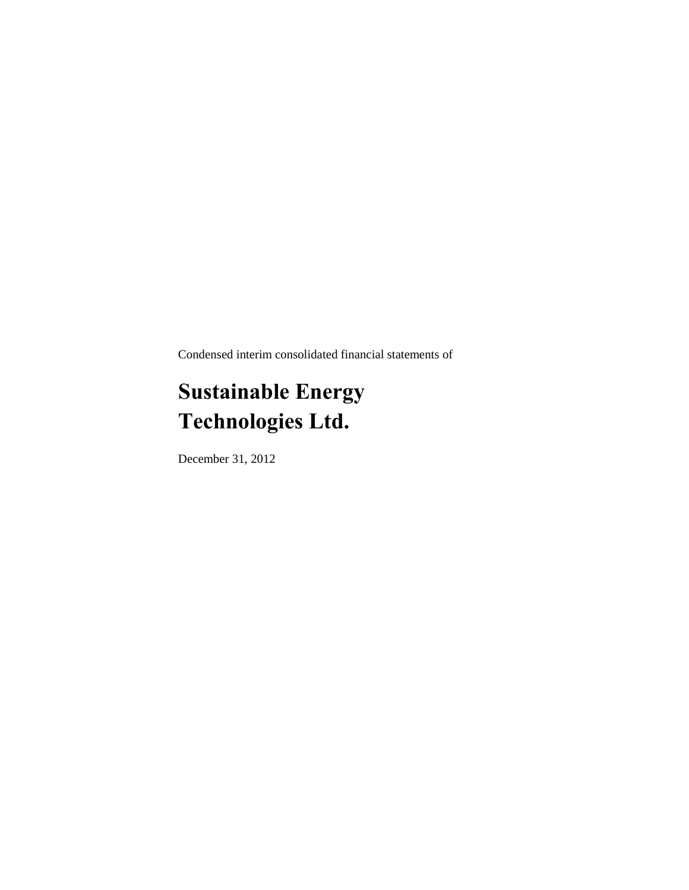Condensed interim consolidated financial statements of

# Sustainable Energy Technologies Ltd.

December 31, 2012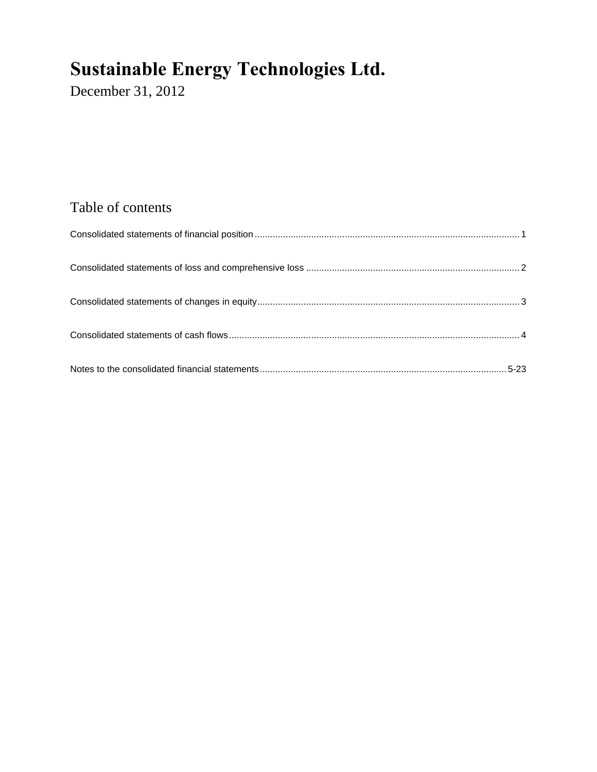# Sustainable Energy Technologies Ltd.

December 31, 2012

## Table of contents

| | |
|---|---|
| Consolidated statements of financial position | 1 |
| Consolidated statements of loss and comprehensive loss | 2 |
| Consolidated statements of changes in equity | 3 |
| Consolidated statements of cash flows | 4 |
| Notes to the consolidated financial statements | 5-23 |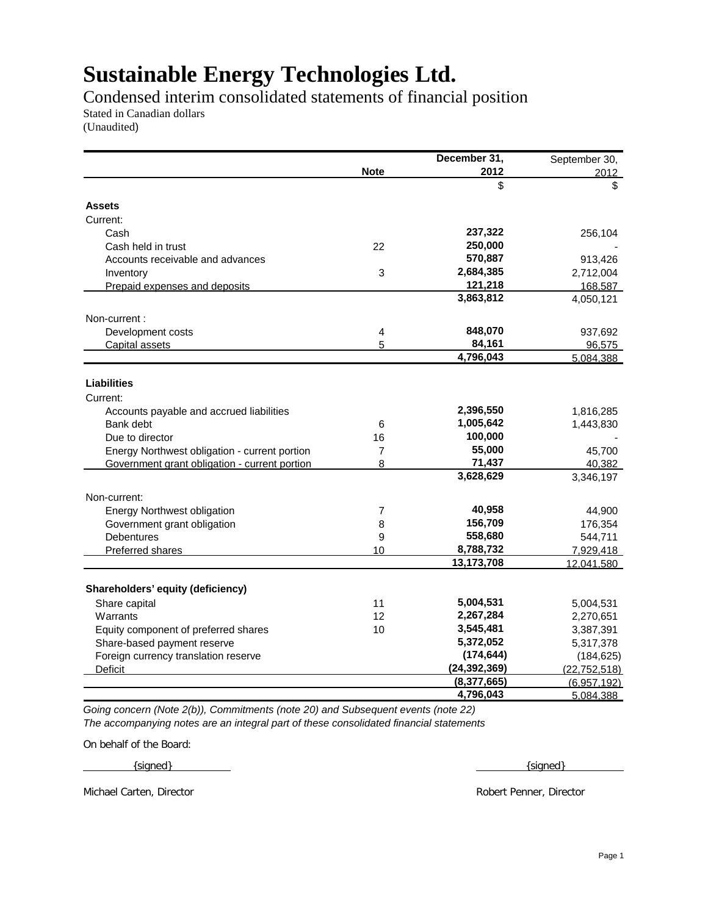# Sustainable Energy Technologies Ltd.

## Condensed interim consolidated statements of financial position

Stated in Canadian dollars
(Unaudited)

| | Note | December 31, 2012 | September 30, 2012 |
|---|---|---|---|
| | | $ | $ |
| **Assets** | | | |
| Current: | | | |
| Cash | | **237,322** | 256,104 |
| Cash held in trust | 22 | **250,000** | - |
| Accounts receivable and advances | | **570,887** | 913,426 |
| Inventory | 3 | **2,684,385** | 2,712,004 |
| Prepaid expenses and deposits | | **121,218** | 168,587 |
| | | **3,863,812** | 4,050,121 |
| Non-current : | | | |
| Development costs | 4 | **848,070** | 937,692 |
| Capital assets | 5 | **84,161** | 96,575 |
| | | **4,796,043** | 5,084,388 |
| **Liabilities** | | | |
| Current: | | | |
| Accounts payable and accrued liabilities | | **2,396,550** | 1,816,285 |
| Bank debt | 6 | **1,005,642** | 1,443,830 |
| Due to director | 16 | **100,000** | - |
| Energy Northwest obligation - current portion | 7 | **55,000** | 45,700 |
| Government grant obligation - current portion | 8 | **71,437** | 40,382 |
| | | **3,628,629** | 3,346,197 |
| Non-current: | | | |
| Energy Northwest obligation | 7 | **40,958** | 44,900 |
| Government grant obligation | 8 | **156,709** | 176,354 |
| Debentures | 9 | **558,680** | 544,711 |
| Preferred shares | 10 | **8,788,732** | 7,929,418 |
| | | **13,173,708** | 12,041,580 |
| **Shareholders' equity (deficiency)** | | | |
| Share capital | 11 | **5,004,531** | 5,004,531 |
| Warrants | 12 | **2,267,284** | 2,270,651 |
| Equity component of preferred shares | 10 | **3,545,481** | 3,387,391 |
| Share-based payment reserve | | **5,372,052** | 5,317,378 |
| Foreign currency translation reserve | | **(174,644)** | (184,625) |
| Deficit | | **(24,392,369)** | (22,752,518) |
| | | **(8,377,665)** | (6,957,192) |
| | | **4,796,043** | 5,084,388 |

*Going concern (Note 2(b)), Commitments (note 20) and Subsequent events (note 22)*
*The accompanying notes are an integral part of these consolidated financial statements*

On behalf of the Board:

{signed} — Michael Carten, Director

{signed} — Robert Penner, Director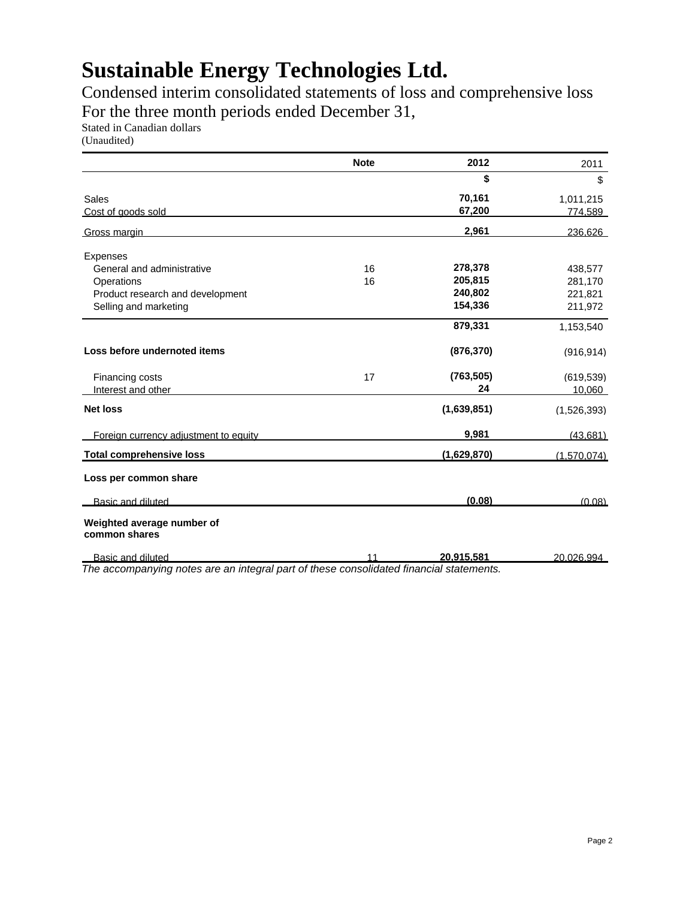# Sustainable Energy Technologies Ltd.

Condensed interim consolidated statements of loss and comprehensive loss
For the three month periods ended December 31,
Stated in Canadian dollars
(Unaudited)

| | Note | 2012 | 2011 |
|---|---|---|---|
| | | **$** | $ |
| Sales | | **70,161** | 1,011,215 |
| Cost of goods sold | | **67,200** | 774,589 |
| Gross margin | | **2,961** | 236,626 |
| Expenses | | | |
| General and administrative | 16 | **278,378** | 438,577 |
| Operations | 16 | **205,815** | 281,170 |
| Product research and development | | **240,802** | 221,821 |
| Selling and marketing | | **154,336** | 211,972 |
| | | **879,331** | 1,153,540 |
| **Loss before undernoted items** | | **(876,370)** | (916,914) |
| Financing costs | 17 | **(763,505)** | (619,539) |
| Interest and other | | **24** | 10,060 |
| **Net loss** | | **(1,639,851)** | (1,526,393) |
| Foreign currency adjustment to equity | | **9,981** | (43,681) |
| **Total comprehensive loss** | | **(1,629,870)** | (1,570,074) |
| **Loss per common share** | | | |
| Basic and diluted | | **(0.08)** | (0.08) |
| **Weighted average number of common shares** | | | |
| Basic and diluted | 11 | **20,915,581** | 20,026,994 |

*The accompanying notes are an integral part of these consolidated financial statements.*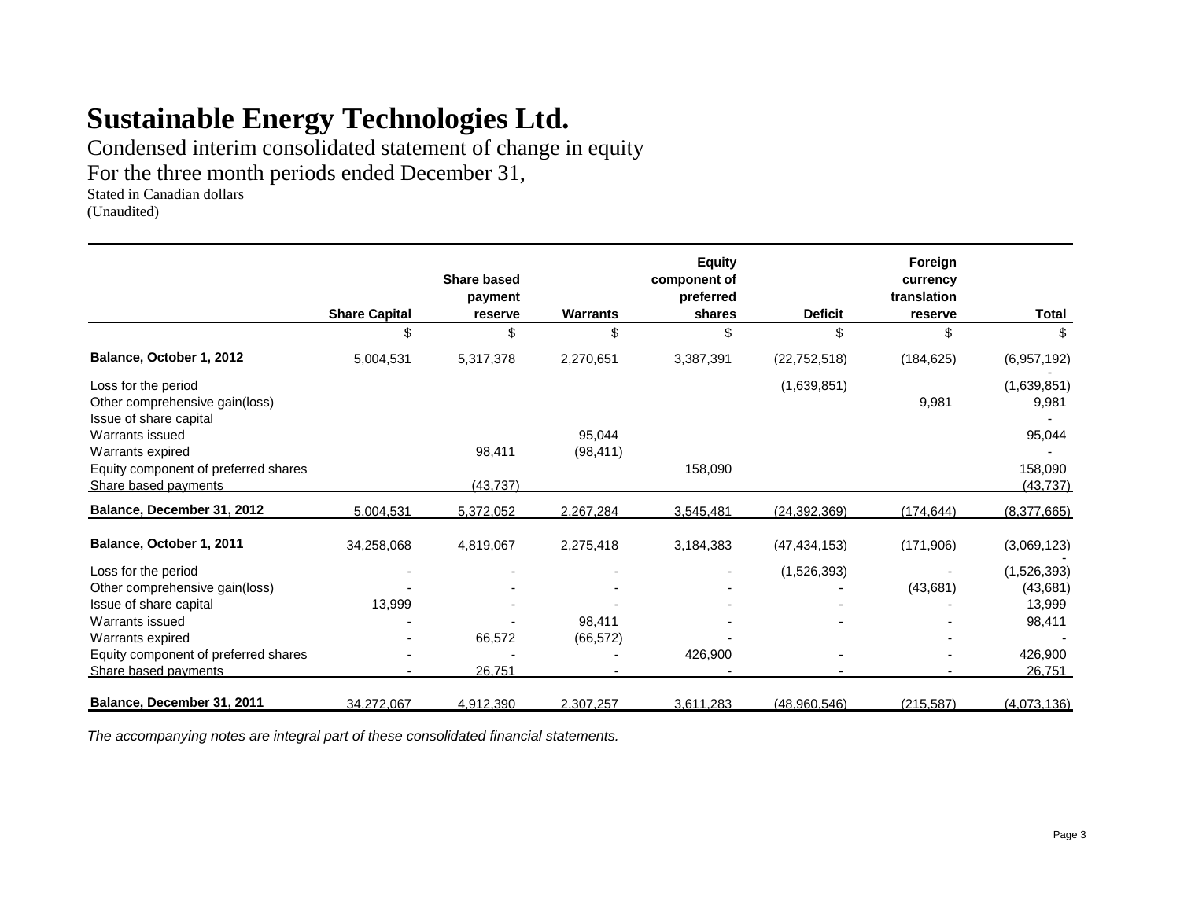# Sustainable Energy Technologies Ltd.

Condensed interim consolidated statement of change in equity

For the three month periods ended December 31,

Stated in Canadian dollars

(Unaudited)

| | Share Capital | Share based payment reserve | Warrants | Equity component of preferred shares | Deficit | Foreign currency translation reserve | Total |
|---|---|---|---|---|---|---|---|
| | $ | $ | $ | $ | $ | $ | $ |
| **Balance, October 1, 2012** | 5,004,531 | 5,317,378 | 2,270,651 | 3,387,391 | (22,752,518) | (184,625) | (6,957,192) |
| Loss for the period | | | | | (1,639,851) | | (1,639,851) |
| Other comprehensive gain(loss) | | | | | | 9,981 | 9,981 |
| Issue of share capital | | | | | | | - |
| Warrants issued | | | 95,044 | | | | 95,044 |
| Warrants expired | | 98,411 | (98,411) | | | | - |
| Equity component of preferred shares | | | | 158,090 | | | 158,090 |
| Share based payments | | (43,737) | | | | | (43,737) |
| **Balance, December 31, 2012** | 5,004,531 | 5,372,052 | 2,267,284 | 3,545,481 | (24,392,369) | (174,644) | (8,377,665) |
| **Balance, October 1, 2011** | 34,258,068 | 4,819,067 | 2,275,418 | 3,184,383 | (47,434,153) | (171,906) | (3,069,123) |
| Loss for the period | - | - | - | - | (1,526,393) | - | (1,526,393) |
| Other comprehensive gain(loss) | - | - | - | - | - | (43,681) | (43,681) |
| Issue of share capital | 13,999 | - | - | - | - | - | 13,999 |
| Warrants issued | - | - | 98,411 | - | - | - | 98,411 |
| Warrants expired | - | 66,572 | (66,572) | - | | - | - |
| Equity component of preferred shares | - | - | - | 426,900 | - | - | 426,900 |
| Share based payments | - | 26,751 | - | - | - | - | 26,751 |
| **Balance, December 31, 2011** | 34,272,067 | 4,912,390 | 2,307,257 | 3,611,283 | (48,960,546) | (215,587) | (4,073,136) |

*The accompanying notes are integral part of these consolidated financial statements.*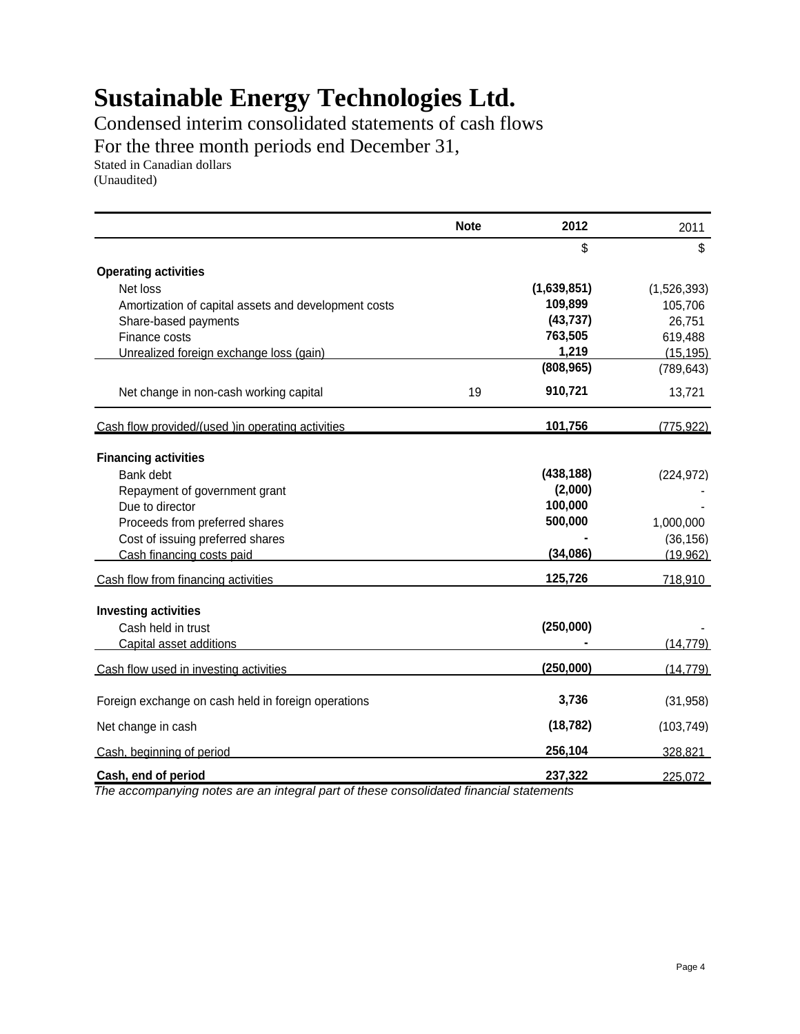# Sustainable Energy Technologies Ltd.

Condensed interim consolidated statements of cash flows

For the three month periods end December 31,

Stated in Canadian dollars

(Unaudited)

| | Note | 2012 | 2011 |
|---|---|---|---|
| | | $ | $ |
| **Operating activities** | | | |
| Net loss | | **(1,639,851)** | (1,526,393) |
| Amortization of capital assets and development costs | | **109,899** | 105,706 |
| Share-based payments | | **(43,737)** | 26,751 |
| Finance costs | | **763,505** | 619,488 |
| Unrealized foreign exchange loss (gain) | | **1,219** | (15,195) |
| | | **(808,965)** | (789,643) |
| Net change in non-cash working capital | 19 | **910,721** | 13,721 |
| Cash flow provided/(used )in operating activities | | **101,756** | (775,922) |
| **Financing activities** | | | |
| Bank debt | | **(438,188)** | (224,972) |
| Repayment of government grant | | **(2,000)** | - |
| Due to director | | **100,000** | - |
| Proceeds from preferred shares | | **500,000** | 1,000,000 |
| Cost of issuing preferred shares | | **-** | (36,156) |
| Cash financing costs paid | | **(34,086)** | (19,962) |
| Cash flow from financing activities | | **125,726** | 718,910 |
| **Investing activities** | | | |
| Cash held in trust | | **(250,000)** | - |
| Capital asset additions | | **-** | (14,779) |
| Cash flow used in investing activities | | **(250,000)** | (14,779) |
| Foreign exchange on cash held in foreign operations | | **3,736** | (31,958) |
| Net change in cash | | **(18,782)** | (103,749) |
| Cash, beginning of period | | **256,104** | 328,821 |
| **Cash, end of period** | | **237,322** | 225,072 |

*The accompanying notes are an integral part of these consolidated financial statements*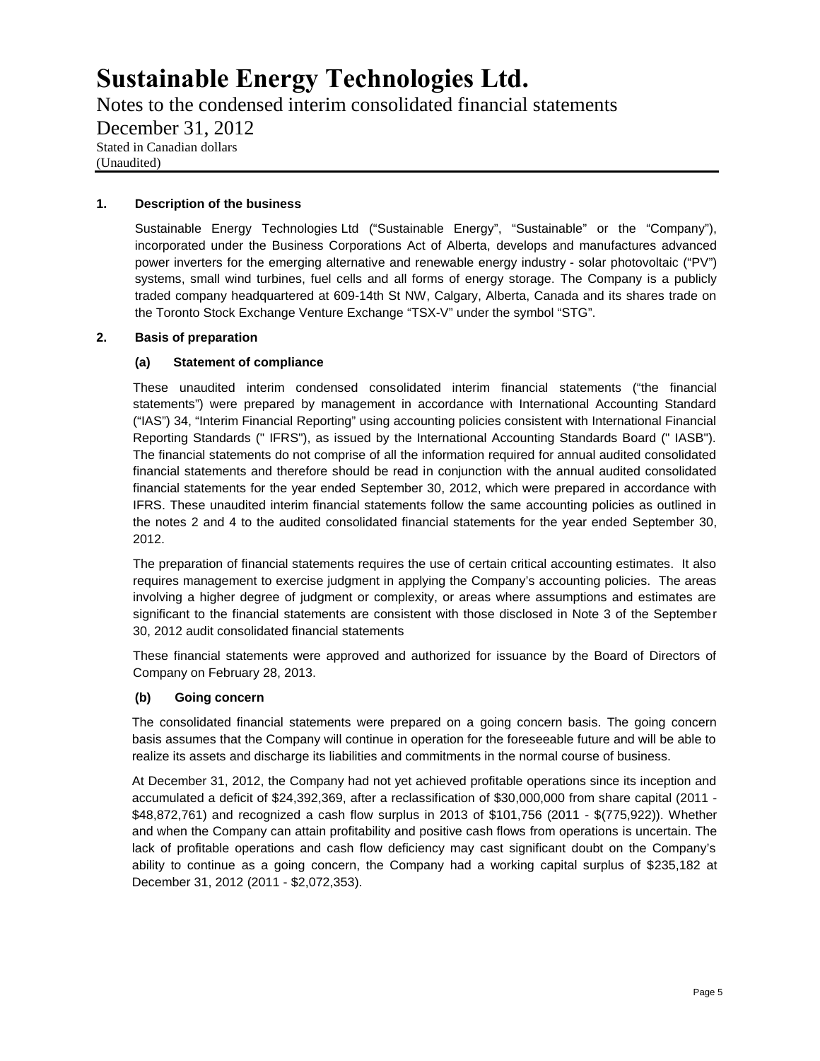# Sustainable Energy Technologies Ltd.

Notes to the condensed interim consolidated financial statements

December 31, 2012

Stated in Canadian dollars
(Unaudited)

## 1. Description of the business

Sustainable Energy Technologies Ltd ("Sustainable Energy", "Sustainable" or the "Company"), incorporated under the Business Corporations Act of Alberta, develops and manufactures advanced power inverters for the emerging alternative and renewable energy industry - solar photovoltaic ("PV") systems, small wind turbines, fuel cells and all forms of energy storage. The Company is a publicly traded company headquartered at 609-14th St NW, Calgary, Alberta, Canada and its shares trade on the Toronto Stock Exchange Venture Exchange "TSX-V" under the symbol "STG".

## 2. Basis of preparation

### (a) Statement of compliance

These unaudited interim condensed consolidated interim financial statements ("the financial statements") were prepared by management in accordance with International Accounting Standard ("IAS") 34, "Interim Financial Reporting" using accounting policies consistent with International Financial Reporting Standards (" IFRS"), as issued by the International Accounting Standards Board (" IASB"). The financial statements do not comprise of all the information required for annual audited consolidated financial statements and therefore should be read in conjunction with the annual audited consolidated financial statements for the year ended September 30, 2012, which were prepared in accordance with IFRS. These unaudited interim financial statements follow the same accounting policies as outlined in the notes 2 and 4 to the audited consolidated financial statements for the year ended September 30, 2012.

The preparation of financial statements requires the use of certain critical accounting estimates. It also requires management to exercise judgment in applying the Company's accounting policies. The areas involving a higher degree of judgment or complexity, or areas where assumptions and estimates are significant to the financial statements are consistent with those disclosed in Note 3 of the September 30, 2012 audit consolidated financial statements

These financial statements were approved and authorized for issuance by the Board of Directors of Company on February 28, 2013.

### (b) Going concern

The consolidated financial statements were prepared on a going concern basis. The going concern basis assumes that the Company will continue in operation for the foreseeable future and will be able to realize its assets and discharge its liabilities and commitments in the normal course of business.

At December 31, 2012, the Company had not yet achieved profitable operations since its inception and accumulated a deficit of $24,392,369, after a reclassification of $30,000,000 from share capital (2011 - $48,872,761) and recognized a cash flow surplus in 2013 of $101,756 (2011 - $(775,922)). Whether and when the Company can attain profitability and positive cash flows from operations is uncertain. The lack of profitable operations and cash flow deficiency may cast significant doubt on the Company's ability to continue as a going concern, the Company had a working capital surplus of $235,182 at December 31, 2012 (2011 - $2,072,353).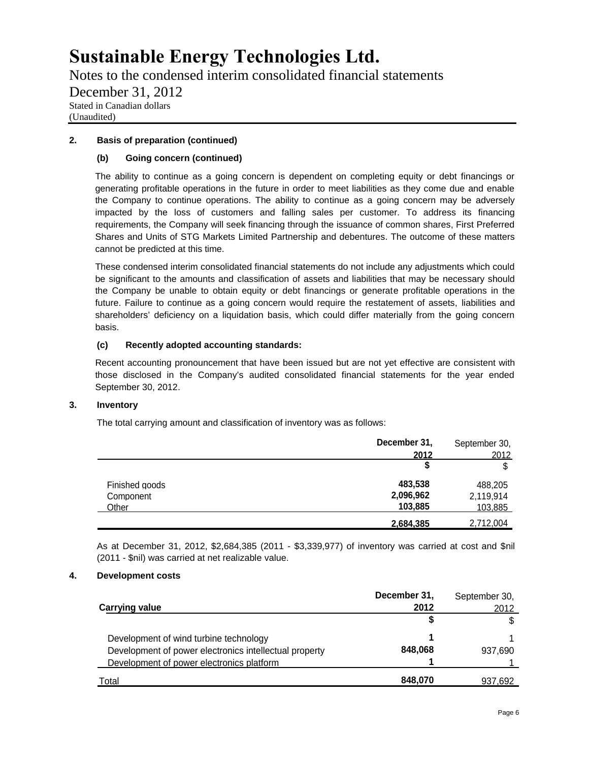## 2. Basis of preparation (continued)

### (b) Going concern (continued)

The ability to continue as a going concern is dependent on completing equity or debt financings or generating profitable operations in the future in order to meet liabilities as they come due and enable the Company to continue operations. The ability to continue as a going concern may be adversely impacted by the loss of customers and falling sales per customer. To address its financing requirements, the Company will seek financing through the issuance of common shares, First Preferred Shares and Units of STG Markets Limited Partnership and debentures. The outcome of these matters cannot be predicted at this time.

These condensed interim consolidated financial statements do not include any adjustments which could be significant to the amounts and classification of assets and liabilities that may be necessary should the Company be unable to obtain equity or debt financings or generate profitable operations in the future. Failure to continue as a going concern would require the restatement of assets, liabilities and shareholders' deficiency on a liquidation basis, which could differ materially from the going concern basis.

### (c) Recently adopted accounting standards:

Recent accounting pronouncement that have been issued but are not yet effective are consistent with those disclosed in the Company's audited consolidated financial statements for the year ended September 30, 2012.

## 3. Inventory

The total carrying amount and classification of inventory was as follows:

| | **December 31, 2012** | September 30, 2012 |
|---|---|---|
| | **$** | $ |
| Finished goods | **483,538** | 488,205 |
| Component | **2,096,962** | 2,119,914 |
| Other | **103,885** | 103,885 |
| | **2,684,385** | 2,712,004 |

As at December 31, 2012, $2,684,385 (2011 - $3,339,977) of inventory was carried at cost and $nil (2011 - $nil) was carried at net realizable value.

## 4. Development costs

| Carrying value | **December 31, 2012** | September 30, 2012 |
|---|---|---|
| | **$** | $ |
| Development of wind turbine technology | **1** | 1 |
| Development of power electronics intellectual property | **848,068** | 937,690 |
| Development of power electronics platform | **1** | 1 |
| Total | **848,070** | 937,692 |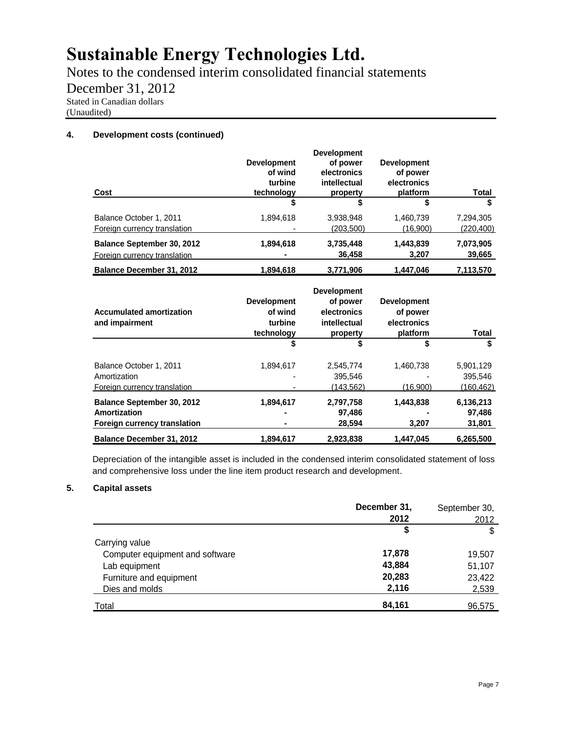# Sustainable Energy Technologies Ltd.

Notes to the condensed interim consolidated financial statements

December 31, 2012

Stated in Canadian dollars

(Unaudited)

**4. Development costs (continued)**

| Cost | Development of wind turbine technology | Development of power electronics intellectual property | Development of power electronics platform | Total |
|---|---|---|---|---|
| | $ | $ | $ | $ |
| Balance October 1, 2011 | 1,894,618 | 3,938,948 | 1,460,739 | 7,294,305 |
| Foreign currency translation | - | (203,500) | (16,900) | (220,400) |
| **Balance September 30, 2012** | **1,894,618** | **3,735,448** | **1,443,839** | **7,073,905** |
| Foreign currency translation | **-** | **36,458** | **3,207** | **39,665** |
| **Balance December 31, 2012** | **1,894,618** | **3,771,906** | **1,447,046** | **7,113,570** |

| Accumulated amortization and impairment | Development of wind turbine technology | Development of power electronics intellectual property | Development of power electronics platform | Total |
|---|---|---|---|---|
| | $ | $ | $ | $ |
| Balance October 1, 2011 | 1,894,617 | 2,545,774 | 1,460,738 | 5,901,129 |
| Amortization | - | 395,546 | - | 395,546 |
| Foreign currency translation | - | (143,562) | (16,900) | (160,462) |
| **Balance September 30, 2012** | **1,894,617** | **2,797,758** | **1,443,838** | **6,136,213** |
| **Amortization** | **-** | **97,486** | **-** | **97,486** |
| **Foreign currency translation** | **-** | **28,594** | **3,207** | **31,801** |
| **Balance December 31, 2012** | **1,894,617** | **2,923,838** | **1,447,045** | **6,265,500** |

Depreciation of the intangible asset is included in the condensed interim consolidated statement of loss and comprehensive loss under the line item product research and development.

**5. Capital assets**

| | December 31, 2012 | September 30, 2012 |
|---|---|---|
| | $ | $ |
| Carrying value | | |
| Computer equipment and software | **17,878** | 19,507 |
| Lab equipment | **43,884** | 51,107 |
| Furniture and equipment | **20,283** | 23,422 |
| Dies and molds | **2,116** | 2,539 |
| Total | **84,161** | 96,575 |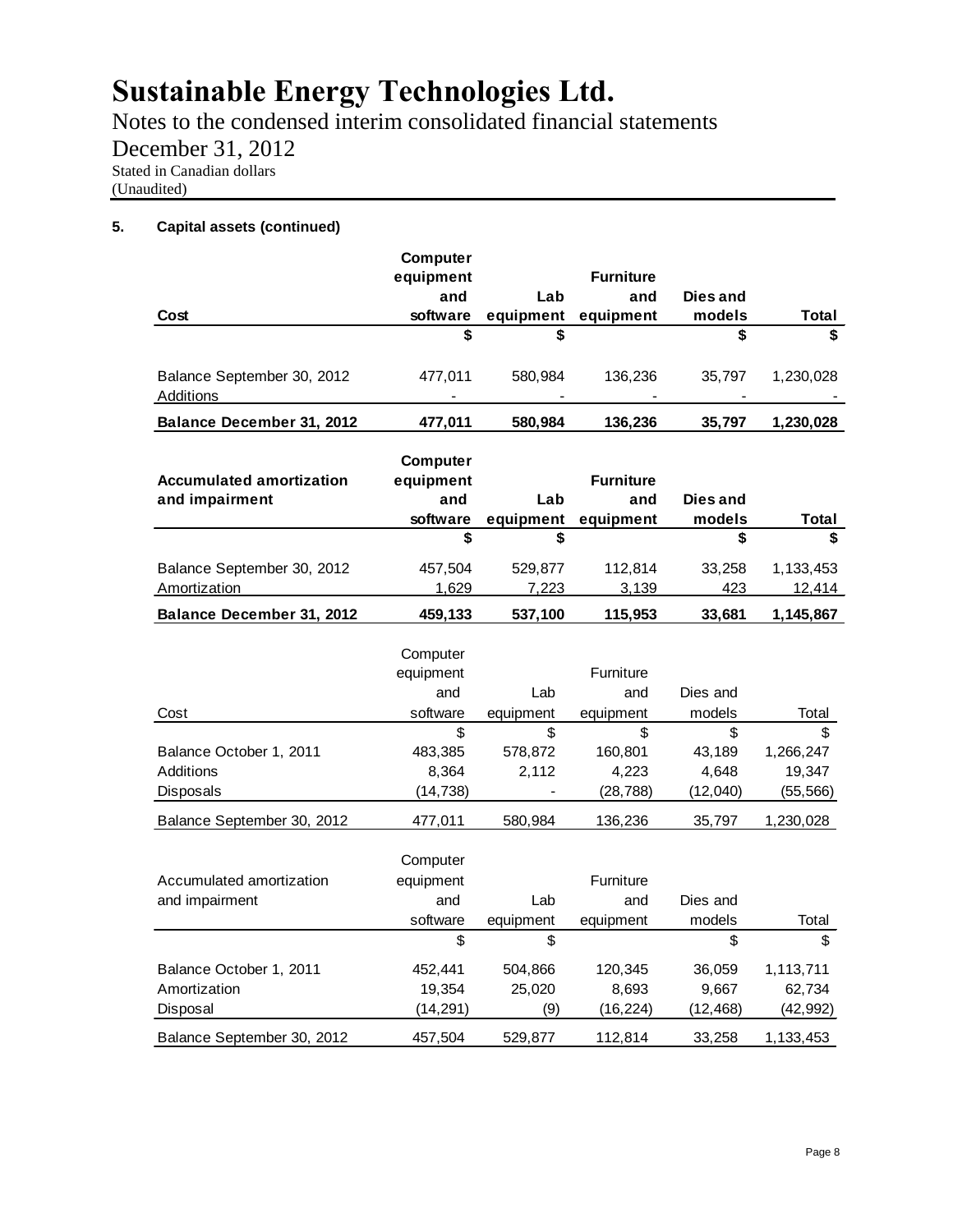# Sustainable Energy Technologies Ltd.

Notes to the condensed interim consolidated financial statements

December 31, 2012

Stated in Canadian dollars

(Unaudited)

**5. Capital assets (continued)**

| **Cost** | **Computer equipment and software** | **Lab equipment** | **Furniture and equipment** | **Dies and models** | **Total** |
|---|---|---|---|---|---|
| | **$** | **$** | | **$** | **$** |
| Balance September 30, 2012 | 477,011 | 580,984 | 136,236 | 35,797 | 1,230,028 |
| Additions | - | - | - | - | - |
| **Balance December 31, 2012** | **477,011** | **580,984** | **136,236** | **35,797** | **1,230,028** |

| **Accumulated amortization and impairment** | **Computer equipment and software** | **Lab equipment** | **Furniture and equipment** | **Dies and models** | **Total** |
|---|---|---|---|---|---|
| | **$** | **$** | | **$** | **$** |
| Balance September 30, 2012 | 457,504 | 529,877 | 112,814 | 33,258 | 1,133,453 |
| Amortization | 1,629 | 7,223 | 3,139 | 423 | 12,414 |
| **Balance December 31, 2012** | **459,133** | **537,100** | **115,953** | **33,681** | **1,145,867** |

| Cost | Computer equipment and software | Lab equipment | Furniture and equipment | Dies and models | Total |
|---|---|---|---|---|---|
| | $ | $ | $ | $ | $ |
| Balance October 1, 2011 | 483,385 | 578,872 | 160,801 | 43,189 | 1,266,247 |
| Additions | 8,364 | 2,112 | 4,223 | 4,648 | 19,347 |
| Disposals | (14,738) | - | (28,788) | (12,040) | (55,566) |
| Balance September 30, 2012 | 477,011 | 580,984 | 136,236 | 35,797 | 1,230,028 |

| Accumulated amortization and impairment | Computer equipment and software | Lab equipment | Furniture and equipment | Dies and models | Total |
|---|---|---|---|---|---|
| | $ | $ | | $ | $ |
| Balance October 1, 2011 | 452,441 | 504,866 | 120,345 | 36,059 | 1,113,711 |
| Amortization | 19,354 | 25,020 | 8,693 | 9,667 | 62,734 |
| Disposal | (14,291) | (9) | (16,224) | (12,468) | (42,992) |
| Balance September 30, 2012 | 457,504 | 529,877 | 112,814 | 33,258 | 1,133,453 |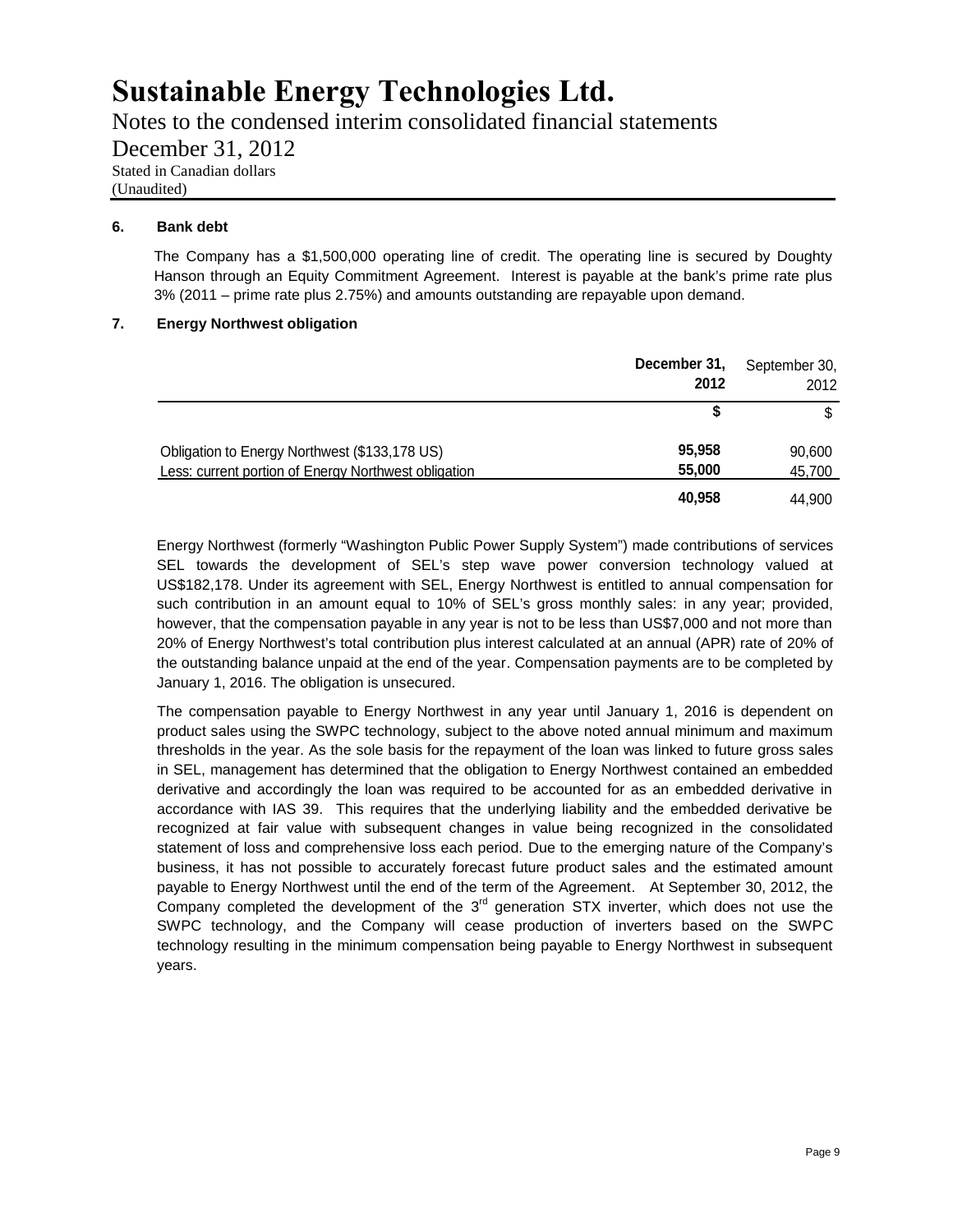# Sustainable Energy Technologies Ltd.

Notes to the condensed interim consolidated financial statements

December 31, 2012

Stated in Canadian dollars
(Unaudited)

### 6. Bank debt

The Company has a $1,500,000 operating line of credit. The operating line is secured by Doughty Hanson through an Equity Commitment Agreement. Interest is payable at the bank's prime rate plus 3% (2011 – prime rate plus 2.75%) and amounts outstanding are repayable upon demand.

### 7. Energy Northwest obligation

| | **December 31, 2012** | September 30, 2012 |
|---|---|---|
| | **$** | $ |
| Obligation to Energy Northwest ($133,178 US) | **95,958** | 90,600 |
| Less: current portion of Energy Northwest obligation | **55,000** | 45,700 |
| | **40,958** | 44,900 |

Energy Northwest (formerly "Washington Public Power Supply System") made contributions of services SEL towards the development of SEL's step wave power conversion technology valued at US$182,178. Under its agreement with SEL, Energy Northwest is entitled to annual compensation for such contribution in an amount equal to 10% of SEL's gross monthly sales: in any year; provided, however, that the compensation payable in any year is not to be less than US$7,000 and not more than 20% of Energy Northwest's total contribution plus interest calculated at an annual (APR) rate of 20% of the outstanding balance unpaid at the end of the year. Compensation payments are to be completed by January 1, 2016. The obligation is unsecured.

The compensation payable to Energy Northwest in any year until January 1, 2016 is dependent on product sales using the SWPC technology, subject to the above noted annual minimum and maximum thresholds in the year. As the sole basis for the repayment of the loan was linked to future gross sales in SEL, management has determined that the obligation to Energy Northwest contained an embedded derivative and accordingly the loan was required to be accounted for as an embedded derivative in accordance with IAS 39. This requires that the underlying liability and the embedded derivative be recognized at fair value with subsequent changes in value being recognized in the consolidated statement of loss and comprehensive loss each period. Due to the emerging nature of the Company's business, it has not possible to accurately forecast future product sales and the estimated amount payable to Energy Northwest until the end of the term of the Agreement. At September 30, 2012, the Company completed the development of the 3rd generation STX inverter, which does not use the SWPC technology, and the Company will cease production of inverters based on the SWPC technology resulting in the minimum compensation being payable to Energy Northwest in subsequent years.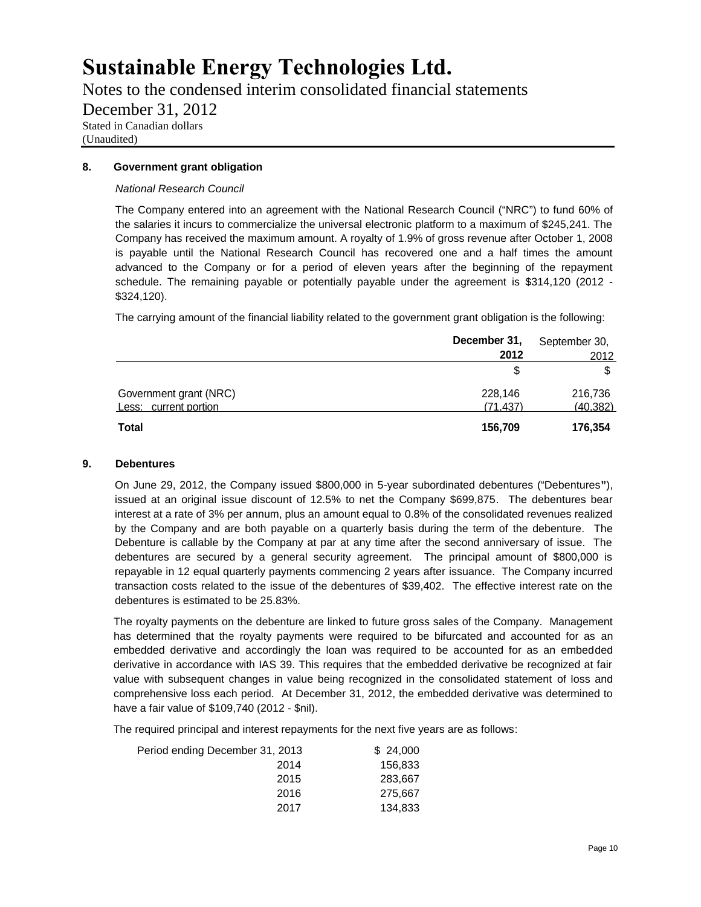## 8. Government grant obligation

*National Research Council*

The Company entered into an agreement with the National Research Council ("NRC") to fund 60% of the salaries it incurs to commercialize the universal electronic platform to a maximum of $245,241. The Company has received the maximum amount. A royalty of 1.9% of gross revenue after October 1, 2008 is payable until the National Research Council has recovered one and a half times the amount advanced to the Company or for a period of eleven years after the beginning of the repayment schedule. The remaining payable or potentially payable under the agreement is $314,120 (2012 - $324,120).

The carrying amount of the financial liability related to the government grant obligation is the following:

| | **December 31, 2012** | September 30, 2012 |
|---|---|---|
| | $ | $ |
| Government grant (NRC) | 228,146 | 216,736 |
| Less: current portion | (71,437) | (40,382) |
| **Total** | **156,709** | **176,354** |

## 9. Debentures

On June 29, 2012, the Company issued $800,000 in 5-year subordinated debentures ("Debentures"), issued at an original issue discount of 12.5% to net the Company $699,875. The debentures bear interest at a rate of 3% per annum, plus an amount equal to 0.8% of the consolidated revenues realized by the Company and are both payable on a quarterly basis during the term of the debenture. The Debenture is callable by the Company at par at any time after the second anniversary of issue. The debentures are secured by a general security agreement. The principal amount of $800,000 is repayable in 12 equal quarterly payments commencing 2 years after issuance. The Company incurred transaction costs related to the issue of the debentures of $39,402. The effective interest rate on the debentures is estimated to be 25.83%.

The royalty payments on the debenture are linked to future gross sales of the Company. Management has determined that the royalty payments were required to be bifurcated and accounted for as an embedded derivative and accordingly the loan was required to be accounted for as an embedded derivative in accordance with IAS 39. This requires that the embedded derivative be recognized at fair value with subsequent changes in value being recognized in the consolidated statement of loss and comprehensive loss each period. At December 31, 2012, the embedded derivative was determined to have a fair value of $109,740 (2012 - $nil).

The required principal and interest repayments for the next five years are as follows:

| | |
|---|---|
| Period ending December 31, 2013 | $ 24,000 |
| 2014 | 156,833 |
| 2015 | 283,667 |
| 2016 | 275,667 |
| 2017 | 134,833 |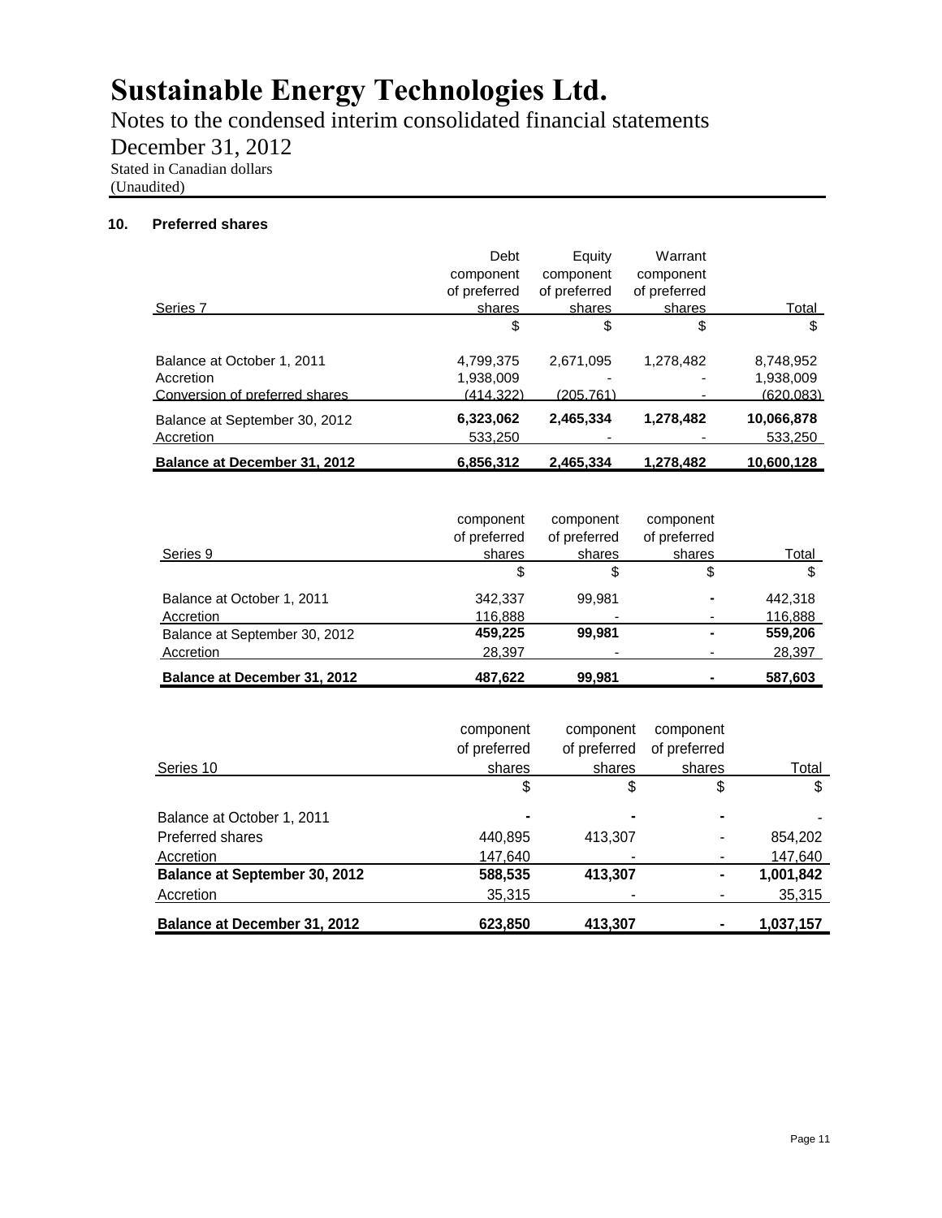# Sustainable Energy Technologies Ltd.

Notes to the condensed interim consolidated financial statements

December 31, 2012

Stated in Canadian dollars

(Unaudited)

## 10. Preferred shares

| Series 7 | Debt component of preferred shares | Equity component of preferred shares | Warrant component of preferred shares | Total |
|---|---|---|---|---|
| | $ | $ | $ | $ |
| Balance at October 1, 2011 | 4,799,375 | 2,671,095 | 1,278,482 | 8,748,952 |
| Accretion | 1,938,009 | - | - | 1,938,009 |
| Conversion of preferred shares | (414,322) | (205,761) | - | (620,083) |
| **Balance at September 30, 2012** | **6,323,062** | **2,465,334** | **1,278,482** | **10,066,878** |
| Accretion | 533,250 | - | - | 533,250 |
| **Balance at December 31, 2012** | **6,856,312** | **2,465,334** | **1,278,482** | **10,600,128** |

| Series 9 | component of preferred shares | component of preferred shares | component of preferred shares | Total |
|---|---|---|---|---|
| | $ | $ | $ | $ |
| Balance at October 1, 2011 | 342,337 | 99,981 | - | 442,318 |
| Accretion | 116,888 | - | - | 116,888 |
| **Balance at September 30, 2012** | **459,225** | **99,981** | **-** | **559,206** |
| Accretion | 28,397 | - | - | 28,397 |
| **Balance at December 31, 2012** | **487,622** | **99,981** | **-** | **587,603** |

| Series 10 | component of preferred shares | component of preferred shares | component of preferred shares | Total |
|---|---|---|---|---|
| | $ | $ | $ | $ |
| Balance at October 1, 2011 | - | - | - | - |
| Preferred shares | 440,895 | 413,307 | - | 854,202 |
| Accretion | 147,640 | - | - | 147,640 |
| **Balance at September 30, 2012** | **588,535** | **413,307** | **-** | **1,001,842** |
| Accretion | 35,315 | - | - | 35,315 |
| **Balance at December 31, 2012** | **623,850** | **413,307** | **-** | **1,037,157** |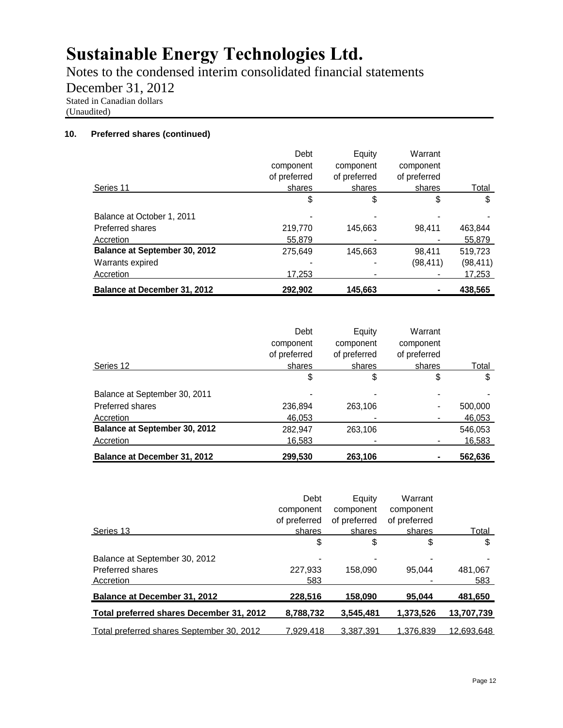# Sustainable Energy Technologies Ltd.

Notes to the condensed interim consolidated financial statements

December 31, 2012

Stated in Canadian dollars

(Unaudited)

### 10. Preferred shares (continued)

| Series 11 | Debt component of preferred shares | Equity component of preferred shares | Warrant component of preferred shares | Total |
|---|---|---|---|---|
| | $ | $ | $ | $ |
| Balance at October 1, 2011 | - | - | - | - |
| Preferred shares | 219,770 | 145,663 | 98,411 | 463,844 |
| Accretion | 55,879 | - | - | 55,879 |
| **Balance at September 30, 2012** | 275,649 | 145,663 | 98,411 | 519,723 |
| Warrants expired | - | - | (98,411) | (98,411) |
| Accretion | 17,253 | - | - | 17,253 |
| **Balance at December 31, 2012** | **292,902** | **145,663** | **-** | **438,565** |

| Series 12 | Debt component of preferred shares | Equity component of preferred shares | Warrant component of preferred shares | Total |
|---|---|---|---|---|
| | $ | $ | $ | $ |
| Balance at September 30, 2011 | - | - | - | - |
| Preferred shares | 236,894 | 263,106 | - | 500,000 |
| Accretion | 46,053 | - | - | 46,053 |
| **Balance at September 30, 2012** | 282,947 | 263,106 | | 546,053 |
| Accretion | 16,583 | - | - | 16,583 |
| **Balance at December 31, 2012** | **299,530** | **263,106** | **-** | **562,636** |

| Series 13 | Debt component of preferred shares | Equity component of preferred shares | Warrant component of preferred shares | Total |
|---|---|---|---|---|
| | $ | $ | $ | $ |
| Balance at September 30, 2012 | - | - | - | - |
| Preferred shares | 227,933 | 158,090 | 95,044 | 481,067 |
| Accretion | 583 | | - | 583 |
| **Balance at December 31, 2012** | **228,516** | **158,090** | **95,044** | **481,650** |
| **Total preferred shares December 31, 2012** | **8,788,732** | **3,545,481** | **1,373,526** | **13,707,739** |
| Total preferred shares September 30, 2012 | 7,929,418 | 3,387,391 | 1,376,839 | 12,693,648 |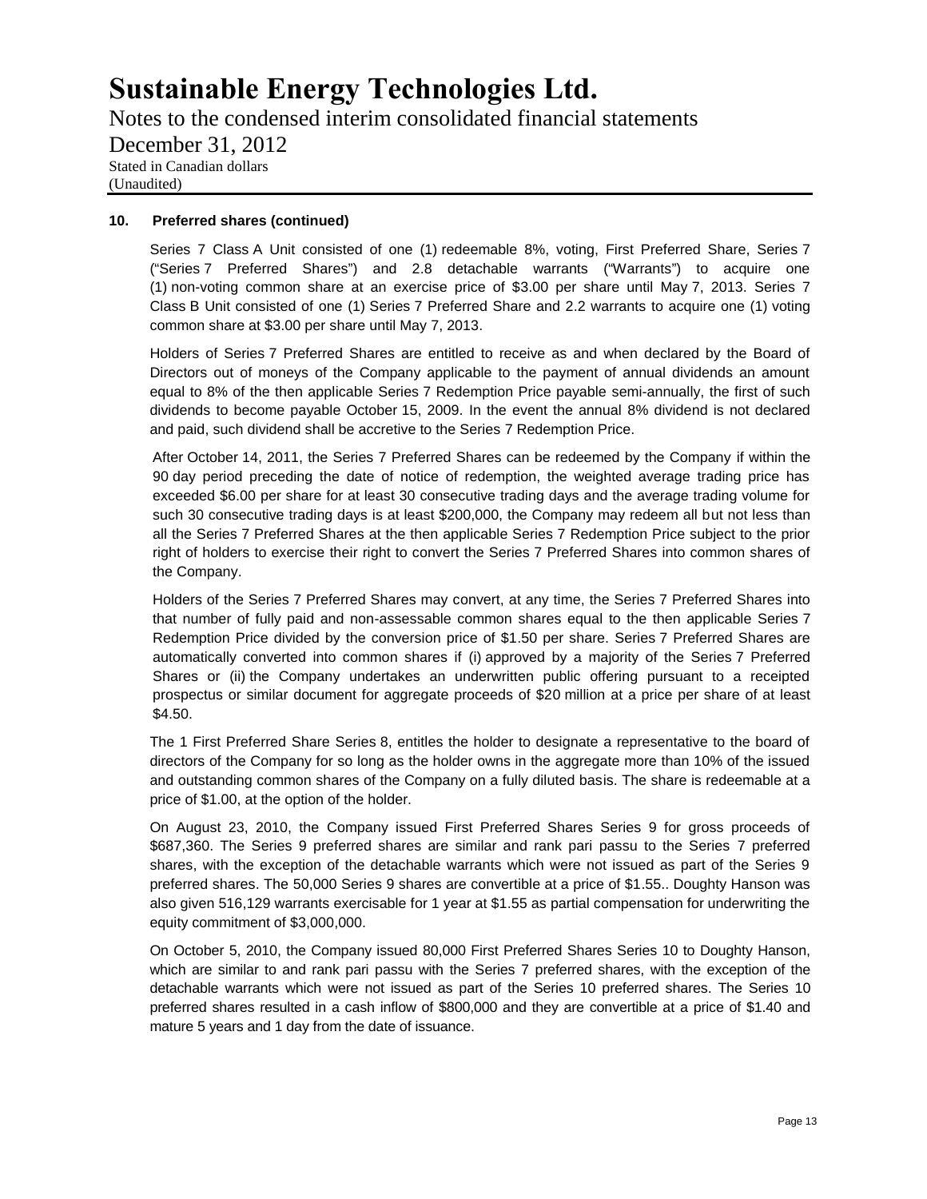### 10. Preferred shares (continued)

Series 7 Class A Unit consisted of one (1) redeemable 8%, voting, First Preferred Share, Series 7 ("Series 7 Preferred Shares") and 2.8 detachable warrants ("Warrants") to acquire one (1) non-voting common share at an exercise price of $3.00 per share until May 7, 2013. Series 7 Class B Unit consisted of one (1) Series 7 Preferred Share and 2.2 warrants to acquire one (1) voting common share at $3.00 per share until May 7, 2013.

Holders of Series 7 Preferred Shares are entitled to receive as and when declared by the Board of Directors out of moneys of the Company applicable to the payment of annual dividends an amount equal to 8% of the then applicable Series 7 Redemption Price payable semi-annually, the first of such dividends to become payable October 15, 2009. In the event the annual 8% dividend is not declared and paid, such dividend shall be accretive to the Series 7 Redemption Price.

After October 14, 2011, the Series 7 Preferred Shares can be redeemed by the Company if within the 90 day period preceding the date of notice of redemption, the weighted average trading price has exceeded $6.00 per share for at least 30 consecutive trading days and the average trading volume for such 30 consecutive trading days is at least $200,000, the Company may redeem all but not less than all the Series 7 Preferred Shares at the then applicable Series 7 Redemption Price subject to the prior right of holders to exercise their right to convert the Series 7 Preferred Shares into common shares of the Company.

Holders of the Series 7 Preferred Shares may convert, at any time, the Series 7 Preferred Shares into that number of fully paid and non-assessable common shares equal to the then applicable Series 7 Redemption Price divided by the conversion price of $1.50 per share. Series 7 Preferred Shares are automatically converted into common shares if (i) approved by a majority of the Series 7 Preferred Shares or (ii) the Company undertakes an underwritten public offering pursuant to a receipted prospectus or similar document for aggregate proceeds of $20 million at a price per share of at least $4.50.

The 1 First Preferred Share Series 8, entitles the holder to designate a representative to the board of directors of the Company for so long as the holder owns in the aggregate more than 10% of the issued and outstanding common shares of the Company on a fully diluted basis. The share is redeemable at a price of $1.00, at the option of the holder.

On August 23, 2010, the Company issued First Preferred Shares Series 9 for gross proceeds of $687,360. The Series 9 preferred shares are similar and rank pari passu to the Series 7 preferred shares, with the exception of the detachable warrants which were not issued as part of the Series 9 preferred shares. The 50,000 Series 9 shares are convertible at a price of $1.55.. Doughty Hanson was also given 516,129 warrants exercisable for 1 year at $1.55 as partial compensation for underwriting the equity commitment of $3,000,000.

On October 5, 2010, the Company issued 80,000 First Preferred Shares Series 10 to Doughty Hanson, which are similar to and rank pari passu with the Series 7 preferred shares, with the exception of the detachable warrants which were not issued as part of the Series 10 preferred shares. The Series 10 preferred shares resulted in a cash inflow of $800,000 and they are convertible at a price of $1.40 and mature 5 years and 1 day from the date of issuance.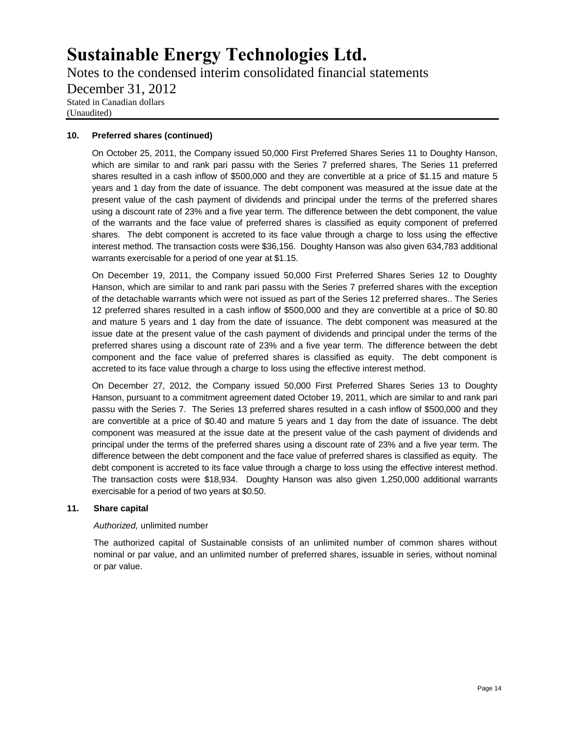**10. Preferred shares (continued)**

On October 25, 2011, the Company issued 50,000 First Preferred Shares Series 11 to Doughty Hanson, which are similar to and rank pari passu with the Series 7 preferred shares, The Series 11 preferred shares resulted in a cash inflow of $500,000 and they are convertible at a price of $1.15 and mature 5 years and 1 day from the date of issuance. The debt component was measured at the issue date at the present value of the cash payment of dividends and principal under the terms of the preferred shares using a discount rate of 23% and a five year term. The difference between the debt component, the value of the warrants and the face value of preferred shares is classified as equity component of preferred shares. The debt component is accreted to its face value through a charge to loss using the effective interest method. The transaction costs were $36,156. Doughty Hanson was also given 634,783 additional warrants exercisable for a period of one year at $1.15.

On December 19, 2011, the Company issued 50,000 First Preferred Shares Series 12 to Doughty Hanson, which are similar to and rank pari passu with the Series 7 preferred shares with the exception of the detachable warrants which were not issued as part of the Series 12 preferred shares.. The Series 12 preferred shares resulted in a cash inflow of $500,000 and they are convertible at a price of $0.80 and mature 5 years and 1 day from the date of issuance. The debt component was measured at the issue date at the present value of the cash payment of dividends and principal under the terms of the preferred shares using a discount rate of 23% and a five year term. The difference between the debt component and the face value of preferred shares is classified as equity. The debt component is accreted to its face value through a charge to loss using the effective interest method.

On December 27, 2012, the Company issued 50,000 First Preferred Shares Series 13 to Doughty Hanson, pursuant to a commitment agreement dated October 19, 2011, which are similar to and rank pari passu with the Series 7. The Series 13 preferred shares resulted in a cash inflow of $500,000 and they are convertible at a price of $0.40 and mature 5 years and 1 day from the date of issuance. The debt component was measured at the issue date at the present value of the cash payment of dividends and principal under the terms of the preferred shares using a discount rate of 23% and a five year term. The difference between the debt component and the face value of preferred shares is classified as equity. The debt component is accreted to its face value through a charge to loss using the effective interest method. The transaction costs were $18,934. Doughty Hanson was also given 1,250,000 additional warrants exercisable for a period of two years at $0.50.

**11. Share capital**

*Authorized,* unlimited number

The authorized capital of Sustainable consists of an unlimited number of common shares without nominal or par value, and an unlimited number of preferred shares, issuable in series, without nominal or par value.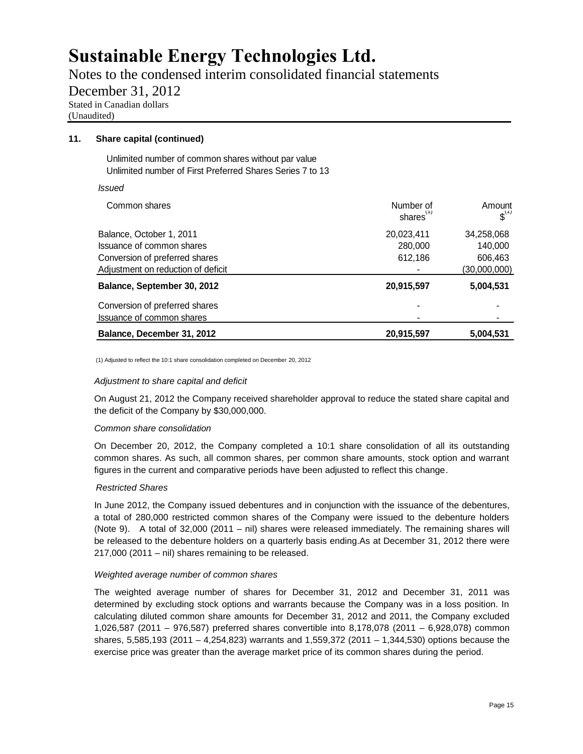# Sustainable Energy Technologies Ltd.

Notes to the condensed interim consolidated financial statements

December 31, 2012

Stated in Canadian dollars

(Unaudited)

**11. Share capital (continued)**

Unlimited number of common shares without par value

Unlimited number of First Preferred Shares Series 7 to 13

*Issued*

| Common shares | Number of shares[1] | Amount $[1] |
|---|---|---|
| Balance, October 1, 2011 | 20,023,411 | 34,258,068 |
| Issuance of common shares | 280,000 | 140,000 |
| Conversion of preferred shares | 612,186 | 606,463 |
| Adjustment on reduction of deficit | - | (30,000,000) |
| **Balance, September 30, 2012** | **20,915,597** | **5,004,531** |
| Conversion of preferred shares | - | - |
| Issuance of common shares | - | - |
| **Balance, December 31, 2012** | **20,915,597** | **5,004,531** |

(1) Adjusted to reflect the 10:1 share consolidation completed on December 20, 2012

*Adjustment to share capital and deficit*

On August 21, 2012 the Company received shareholder approval to reduce the stated share capital and the deficit of the Company by $30,000,000.

*Common share consolidation*

On December 20, 2012, the Company completed a 10:1 share consolidation of all its outstanding common shares. As such, all common shares, per common share amounts, stock option and warrant figures in the current and comparative periods have been adjusted to reflect this change.

*Restricted Shares*

In June 2012, the Company issued debentures and in conjunction with the issuance of the debentures, a total of 280,000 restricted common shares of the Company were issued to the debenture holders (Note 9). A total of 32,000 (2011 – nil) shares were released immediately. The remaining shares will be released to the debenture holders on a quarterly basis ending.As at December 31, 2012 there were 217,000 (2011 – nil) shares remaining to be released.

*Weighted average number of common shares*

The weighted average number of shares for December 31, 2012 and December 31, 2011 was determined by excluding stock options and warrants because the Company was in a loss position. In calculating diluted common share amounts for December 31, 2012 and 2011, the Company excluded 1,026,587 (2011 – 976,587) preferred shares convertible into 8,178,078 (2011 – 6,928,078) common shares, 5,585,193 (2011 – 4,254,823) warrants and 1,559,372 (2011 – 1,344,530) options because the exercise price was greater than the average market price of its common shares during the period.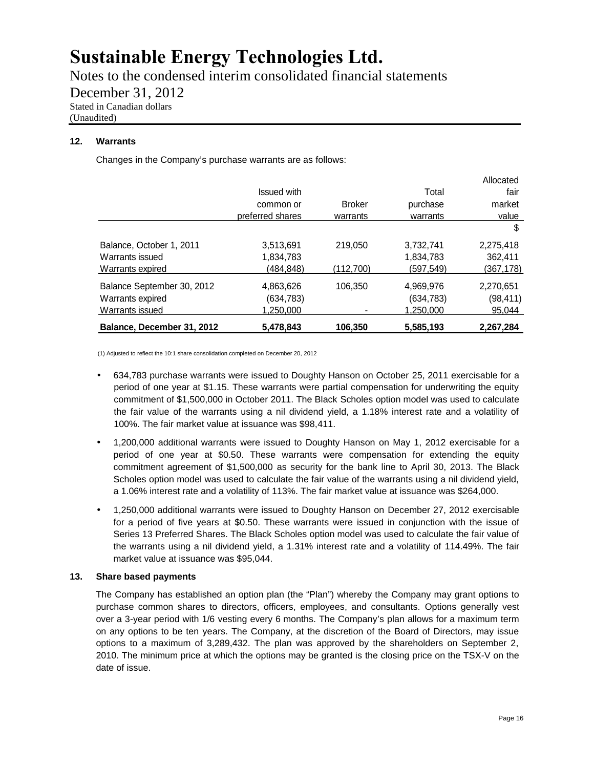## 12. Warrants

Changes in the Company's purchase warrants are as follows:

| | Issued with common or preferred shares | Broker warrants | Total purchase warrants | Allocated fair market value |
|---|---|---|---|---|
| | | | | $ |
| Balance, October 1, 2011 | 3,513,691 | 219,050 | 3,732,741 | 2,275,418 |
| Warrants issued | 1,834,783 | | 1,834,783 | 362,411 |
| Warrants expired | (484,848) | (112,700) | (597,549) | (367,178) |
| Balance September 30, 2012 | 4,863,626 | 106,350 | 4,969,976 | 2,270,651 |
| Warrants expired | (634,783) | | (634,783) | (98,411) |
| Warrants issued | 1,250,000 | - | 1,250,000 | 95,044 |
| **Balance, December 31, 2012** | **5,478,843** | **106,350** | **5,585,193** | **2,267,284** |

(1) Adjusted to reflect the 10:1 share consolidation completed on December 20, 2012

- 634,783 purchase warrants were issued to Doughty Hanson on October 25, 2011 exercisable for a period of one year at $1.15. These warrants were partial compensation for underwriting the equity commitment of $1,500,000 in October 2011. The Black Scholes option model was used to calculate the fair value of the warrants using a nil dividend yield, a 1.18% interest rate and a volatility of 100%. The fair market value at issuance was $98,411.
- 1,200,000 additional warrants were issued to Doughty Hanson on May 1, 2012 exercisable for a period of one year at $0.50. These warrants were compensation for extending the equity commitment agreement of $1,500,000 as security for the bank line to April 30, 2013. The Black Scholes option model was used to calculate the fair value of the warrants using a nil dividend yield, a 1.06% interest rate and a volatility of 113%. The fair market value at issuance was $264,000.
- 1,250,000 additional warrants were issued to Doughty Hanson on December 27, 2012 exercisable for a period of five years at $0.50. These warrants were issued in conjunction with the issue of Series 13 Preferred Shares. The Black Scholes option model was used to calculate the fair value of the warrants using a nil dividend yield, a 1.31% interest rate and a volatility of 114.49%. The fair market value at issuance was $95,044.

## 13. Share based payments

The Company has established an option plan (the "Plan") whereby the Company may grant options to purchase common shares to directors, officers, employees, and consultants. Options generally vest over a 3-year period with 1/6 vesting every 6 months. The Company's plan allows for a maximum term on any options to be ten years. The Company, at the discretion of the Board of Directors, may issue options to a maximum of 3,289,432. The plan was approved by the shareholders on September 2, 2010. The minimum price at which the options may be granted is the closing price on the TSX-V on the date of issue.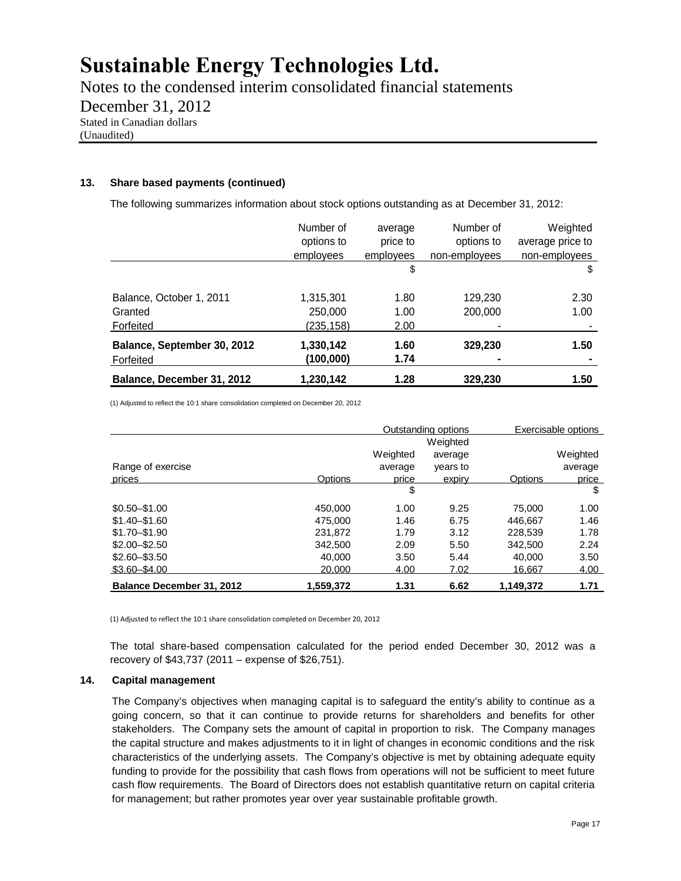### 13. Share based payments (continued)

The following summarizes information about stock options outstanding as at December 31, 2012:

| | Number of options to employees | average price to employees | Number of options to non-employees | Weighted average price to non-employees |
|---|---|---|---|---|
| | | $ | | $ |
| Balance, October 1, 2011 | 1,315,301 | 1.80 | 129,230 | 2.30 |
| Granted | 250,000 | 1.00 | 200,000 | 1.00 |
| Forfeited | (235,158) | 2.00 | - | - |
| **Balance, September 30, 2012** | **1,330,142** | **1.60** | **329,230** | **1.50** |
| Forfeited | **(100,000)** | **1.74** | **-** | **-** |
| **Balance, December 31, 2012** | **1,230,142** | **1.28** | **329,230** | **1.50** |

(1) Adjusted to reflect the 10:1 share consolidation completed on December 20, 2012

| | Outstanding options | | | Exercisable options | |
|---|---|---|---|---|---|
| Range of exercise prices | Options | Weighted average price | Weighted average years to expiry | Options | Weighted average price |
| | | $ | | | $ |
| \$0.50–\$1.00 | 450,000 | 1.00 | 9.25 | 75,000 | 1.00 |
| \$1.40–\$1.60 | 475,000 | 1.46 | 6.75 | 446,667 | 1.46 |
| \$1.70–\$1.90 | 231,872 | 1.79 | 3.12 | 228,539 | 1.78 |
| \$2.00–\$2.50 | 342,500 | 2.09 | 5.50 | 342,500 | 2.24 |
| \$2.60–\$3.50 | 40,000 | 3.50 | 5.44 | 40,000 | 3.50 |
| \$3.60–\$4.00 | 20,000 | 4.00 | 7.02 | 16,667 | 4.00 |
| **Balance December 31, 2012** | **1,559,372** | **1.31** | **6.62** | **1,149,372** | **1.71** |

(1) Adjusted to reflect the 10:1 share consolidation completed on December 20, 2012

The total share-based compensation calculated for the period ended December 30, 2012 was a recovery of \$43,737 (2011 – expense of \$26,751).

### 14. Capital management

The Company's objectives when managing capital is to safeguard the entity's ability to continue as a going concern, so that it can continue to provide returns for shareholders and benefits for other stakeholders. The Company sets the amount of capital in proportion to risk. The Company manages the capital structure and makes adjustments to it in light of changes in economic conditions and the risk characteristics of the underlying assets. The Company's objective is met by obtaining adequate equity funding to provide for the possibility that cash flows from operations will not be sufficient to meet future cash flow requirements. The Board of Directors does not establish quantitative return on capital criteria for management; but rather promotes year over year sustainable profitable growth.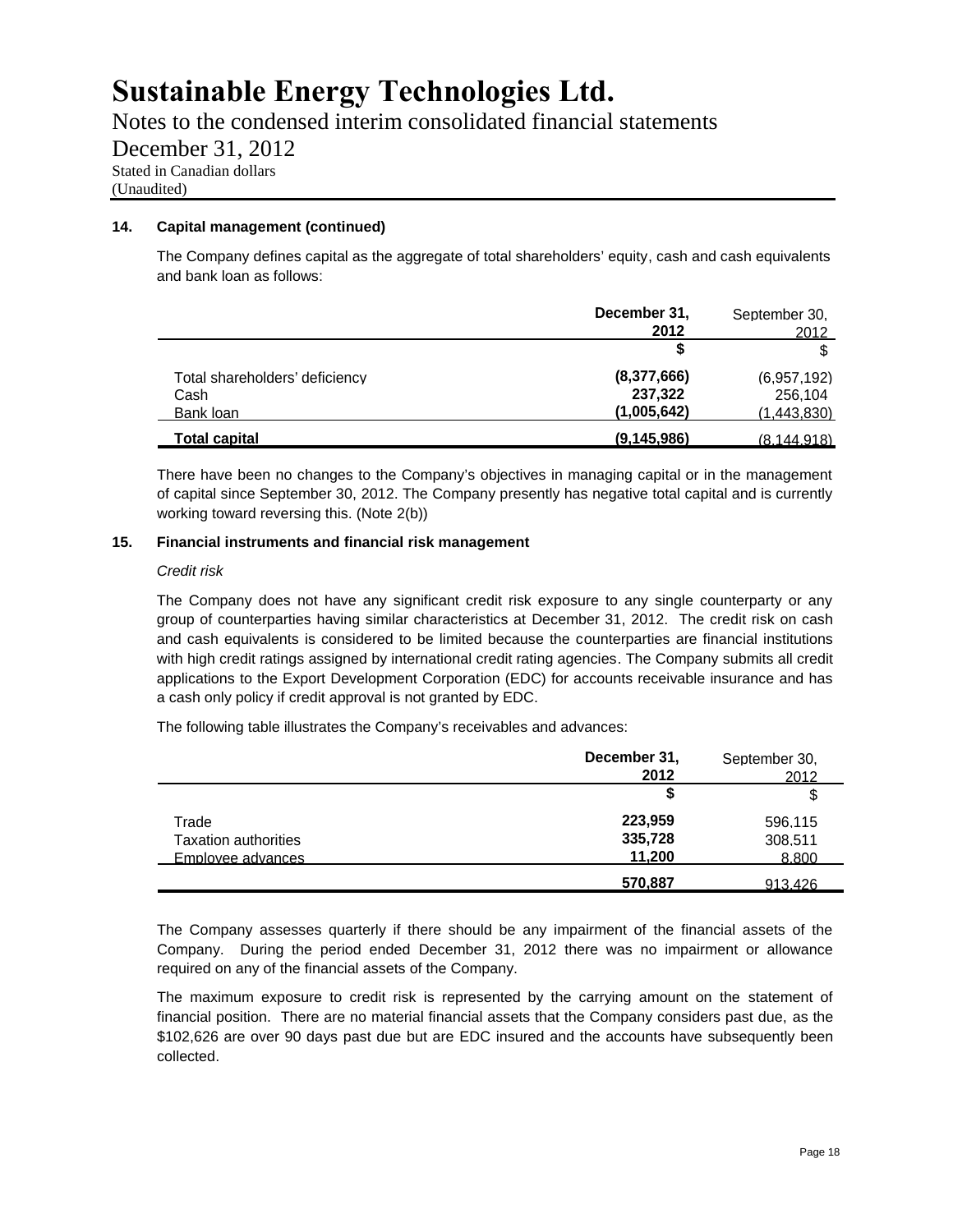# Sustainable Energy Technologies Ltd.

Notes to the condensed interim consolidated financial statements

December 31, 2012

Stated in Canadian dollars

(Unaudited)

**14. Capital management (continued)**

The Company defines capital as the aggregate of total shareholders' equity, cash and cash equivalents and bank loan as follows:

| | December 31, 2012 | September 30, 2012 |
|---|---|---|
| | $ | $ |
| Total shareholders' deficiency | (8,377,666) | (6,957,192) |
| Cash | 237,322 | 256,104 |
| Bank loan | (1,005,642) | (1,443,830) |
| **Total capital** | **(9,145,986)** | (8,144,918) |

There have been no changes to the Company's objectives in managing capital or in the management of capital since September 30, 2012. The Company presently has negative total capital and is currently working toward reversing this. (Note 2(b))

**15. Financial instruments and financial risk management**

*Credit risk*

The Company does not have any significant credit risk exposure to any single counterparty or any group of counterparties having similar characteristics at December 31, 2012. The credit risk on cash and cash equivalents is considered to be limited because the counterparties are financial institutions with high credit ratings assigned by international credit rating agencies. The Company submits all credit applications to the Export Development Corporation (EDC) for accounts receivable insurance and has a cash only policy if credit approval is not granted by EDC.

The following table illustrates the Company's receivables and advances:

| | December 31, 2012 | September 30, 2012 |
|---|---|---|
| | $ | $ |
| Trade | 223,959 | 596,115 |
| Taxation authorities | 335,728 | 308,511 |
| Employee advances | 11,200 | 8,800 |
| | **570,887** | 913,426 |

The Company assesses quarterly if there should be any impairment of the financial assets of the Company. During the period ended December 31, 2012 there was no impairment or allowance required on any of the financial assets of the Company.

The maximum exposure to credit risk is represented by the carrying amount on the statement of financial position. There are no material financial assets that the Company considers past due, as the $102,626 are over 90 days past due but are EDC insured and the accounts have subsequently been collected.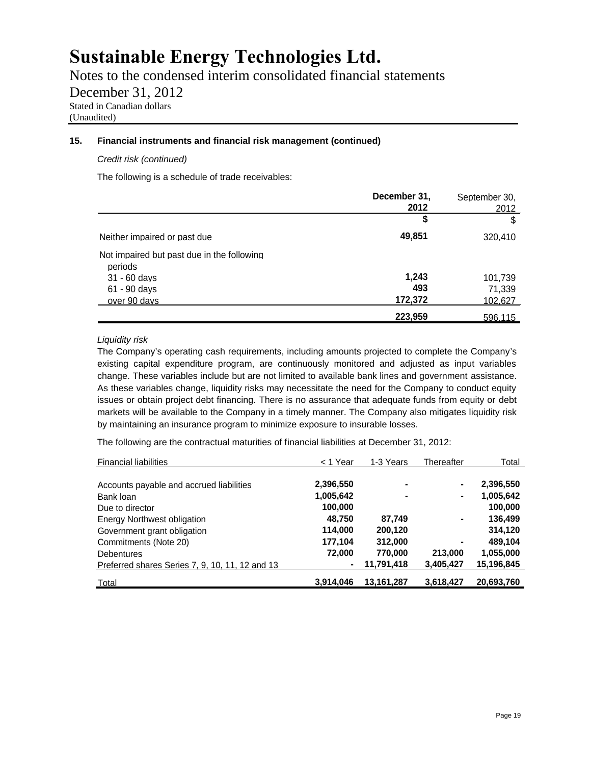# Sustainable Energy Technologies Ltd.

Notes to the condensed interim consolidated financial statements

December 31, 2012

Stated in Canadian dollars

(Unaudited)

## 15. Financial instruments and financial risk management (continued)

*Credit risk (continued)*

The following is a schedule of trade receivables:

| | December 31, 2012 | September 30, 2012 |
|---|---|---|
| | $ | $ |
| Neither impaired or past due | 49,851 | 320,410 |
| Not impaired but past due in the following periods | | |
| 31 - 60 days | 1,243 | 101,739 |
| 61 - 90 days | 493 | 71,339 |
| over 90 days | 172,372 | 102,627 |
| | 223,959 | 596,115 |

*Liquidity risk*

The Company's operating cash requirements, including amounts projected to complete the Company's existing capital expenditure program, are continuously monitored and adjusted as input variables change. These variables include but are not limited to available bank lines and government assistance. As these variables change, liquidity risks may necessitate the need for the Company to conduct equity issues or obtain project debt financing. There is no assurance that adequate funds from equity or debt markets will be available to the Company in a timely manner. The Company also mitigates liquidity risk by maintaining an insurance program to minimize exposure to insurable losses.

The following are the contractual maturities of financial liabilities at December 31, 2012:

| Financial liabilities | < 1 Year | 1-3 Years | Thereafter | Total |
|---|---|---|---|---|
| Accounts payable and accrued liabilities | 2,396,550 | - | - | 2,396,550 |
| Bank loan | 1,005,642 | - | - | 1,005,642 |
| Due to director | 100,000 | | | 100,000 |
| Energy Northwest obligation | 48,750 | 87,749 | - | 136,499 |
| Government grant obligation | 114,000 | 200,120 | | 314,120 |
| Commitments (Note 20) | 177,104 | 312,000 | - | 489,104 |
| Debentures | 72,000 | 770,000 | 213,000 | 1,055,000 |
| Preferred shares Series 7, 9, 10, 11, 12 and 13 | - | 11,791,418 | 3,405,427 | 15,196,845 |
| Total | 3,914,046 | 13,161,287 | 3,618,427 | 20,693,760 |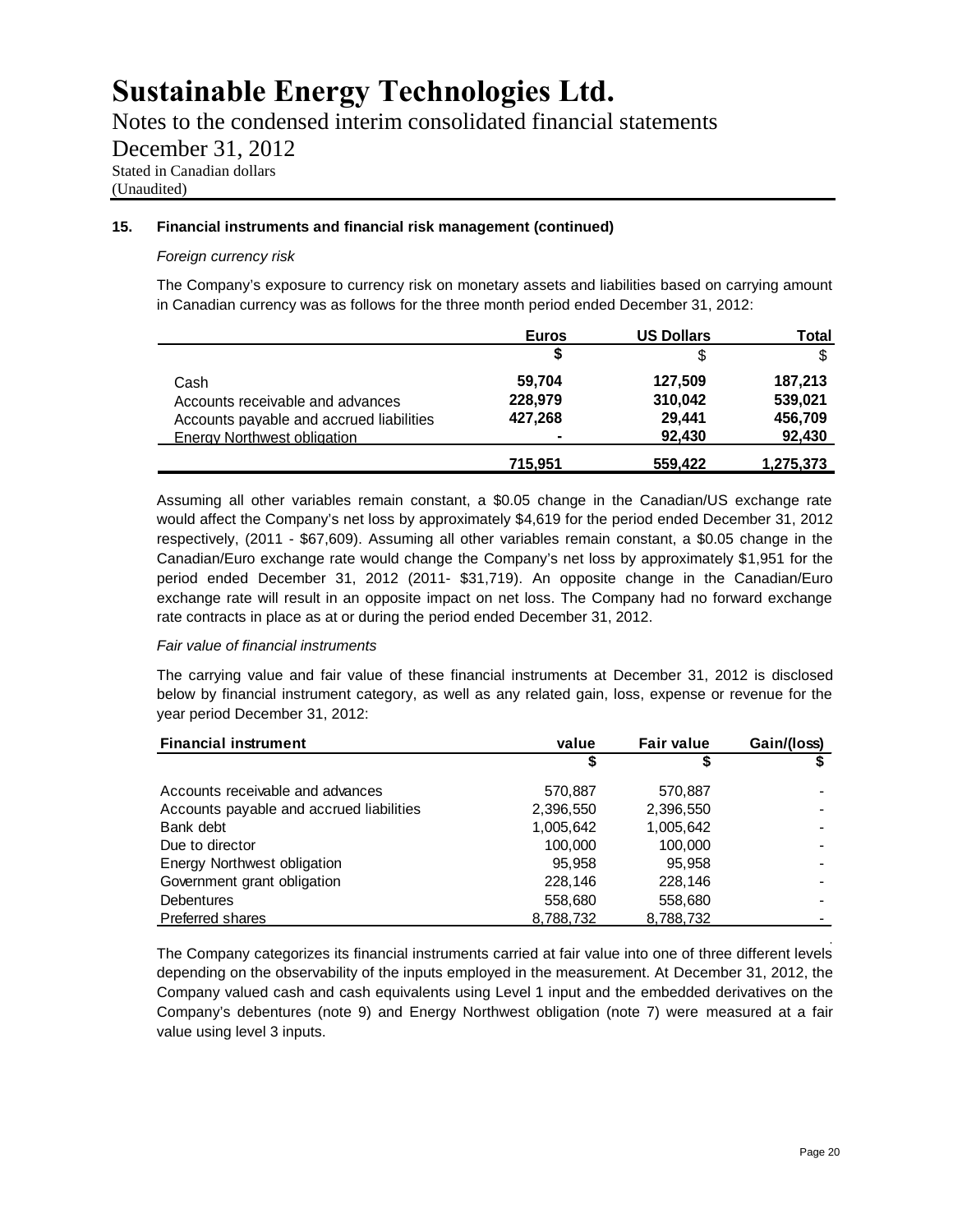# Sustainable Energy Technologies Ltd.

Notes to the condensed interim consolidated financial statements

December 31, 2012

Stated in Canadian dollars

(Unaudited)

**15. Financial instruments and financial risk management (continued)**

*Foreign currency risk*

The Company's exposure to currency risk on monetary assets and liabilities based on carrying amount in Canadian currency was as follows for the three month period ended December 31, 2012:

| | Euros | US Dollars | Total |
|---|---|---|---|
| | $ | $ | $ |
| Cash | 59,704 | 127,509 | 187,213 |
| Accounts receivable and advances | 228,979 | 310,042 | 539,021 |
| Accounts payable and accrued liabilities | 427,268 | 29,441 | 456,709 |
| Energy Northwest obligation | - | 92,430 | 92,430 |
| | 715,951 | 559,422 | 1,275,373 |

Assuming all other variables remain constant, a $0.05 change in the Canadian/US exchange rate would affect the Company's net loss by approximately $4,619 for the period ended December 31, 2012 respectively, (2011 - $67,609). Assuming all other variables remain constant, a $0.05 change in the Canadian/Euro exchange rate would change the Company's net loss by approximately $1,951 for the period ended December 31, 2012 (2011- $31,719). An opposite change in the Canadian/Euro exchange rate will result in an opposite impact on net loss. The Company had no forward exchange rate contracts in place as at or during the period ended December 31, 2012.

*Fair value of financial instruments*

The carrying value and fair value of these financial instruments at December 31, 2012 is disclosed below by financial instrument category, as well as any related gain, loss, expense or revenue for the year period December 31, 2012:

| Financial instrument | value | Fair value | Gain/(loss) |
|---|---|---|---|
| | $ | $ | $ |
| Accounts receivable and advances | 570,887 | 570,887 | - |
| Accounts payable and accrued liabilities | 2,396,550 | 2,396,550 | - |
| Bank debt | 1,005,642 | 1,005,642 | - |
| Due to director | 100,000 | 100,000 | - |
| Energy Northwest obligation | 95,958 | 95,958 | - |
| Government grant obligation | 228,146 | 228,146 | - |
| Debentures | 558,680 | 558,680 | - |
| Preferred shares | 8,788,732 | 8,788,732 | - |

The Company categorizes its financial instruments carried at fair value into one of three different levels depending on the observability of the inputs employed in the measurement. At December 31, 2012, the Company valued cash and cash equivalents using Level 1 input and the embedded derivatives on the Company's debentures (note 9) and Energy Northwest obligation (note 7) were measured at a fair value using level 3 inputs.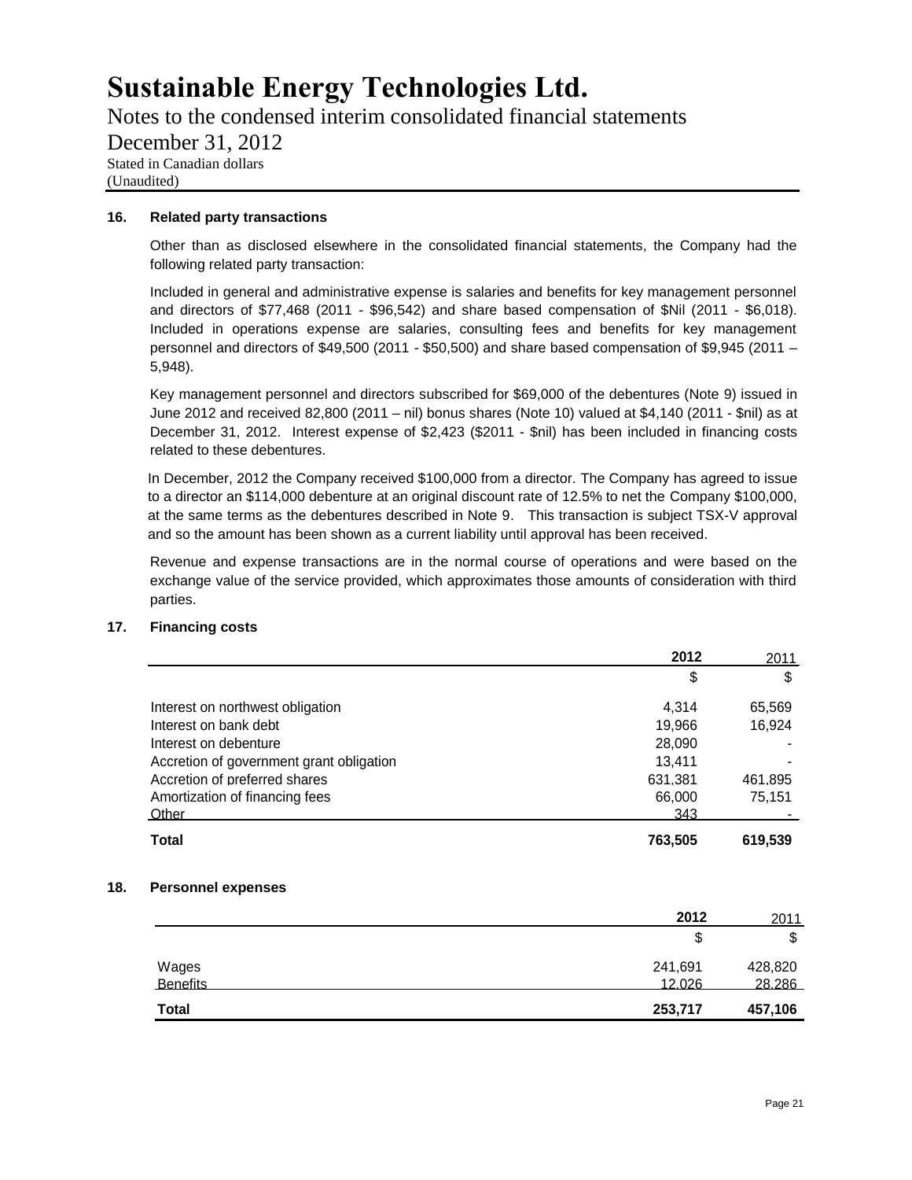# Sustainable Energy Technologies Ltd.

Notes to the condensed interim consolidated financial statements

December 31, 2012

Stated in Canadian dollars

(Unaudited)

### 16. Related party transactions

Other than as disclosed elsewhere in the consolidated financial statements, the Company had the following related party transaction:

Included in general and administrative expense is salaries and benefits for key management personnel and directors of $77,468 (2011 - $96,542) and share based compensation of $Nil (2011 - $6,018). Included in operations expense are salaries, consulting fees and benefits for key management personnel and directors of $49,500 (2011 - $50,500) and share based compensation of $9,945 (2011 – 5,948).

Key management personnel and directors subscribed for $69,000 of the debentures (Note 9) issued in June 2012 and received 82,800 (2011 – nil) bonus shares (Note 10) valued at $4,140 (2011 - $nil) as at December 31, 2012. Interest expense of $2,423 ($2011 - $nil) has been included in financing costs related to these debentures.

In December, 2012 the Company received $100,000 from a director. The Company has agreed to issue to a director an $114,000 debenture at an original discount rate of 12.5% to net the Company $100,000, at the same terms as the debentures described in Note 9. This transaction is subject TSX-V approval and so the amount has been shown as a current liability until approval has been received.

Revenue and expense transactions are in the normal course of operations and were based on the exchange value of the service provided, which approximates those amounts of consideration with third parties.

### 17. Financing costs

| | 2012 | 2011 |
|---|---|---|
| | $ | $ |
| Interest on northwest obligation | 4,314 | 65,569 |
| Interest on bank debt | 19,966 | 16,924 |
| Interest on debenture | 28,090 | - |
| Accretion of government grant obligation | 13,411 | - |
| Accretion of preferred shares | 631,381 | 461,895 |
| Amortization of financing fees | 66,000 | 75,151 |
| Other | 343 | - |
| **Total** | **763,505** | **619,539** |

### 18. Personnel expenses

| | 2012 | 2011 |
|---|---|---|
| | $ | $ |
| Wages | 241,691 | 428,820 |
| Benefits | 12,026 | 28,286 |
| **Total** | **253,717** | **457,106** |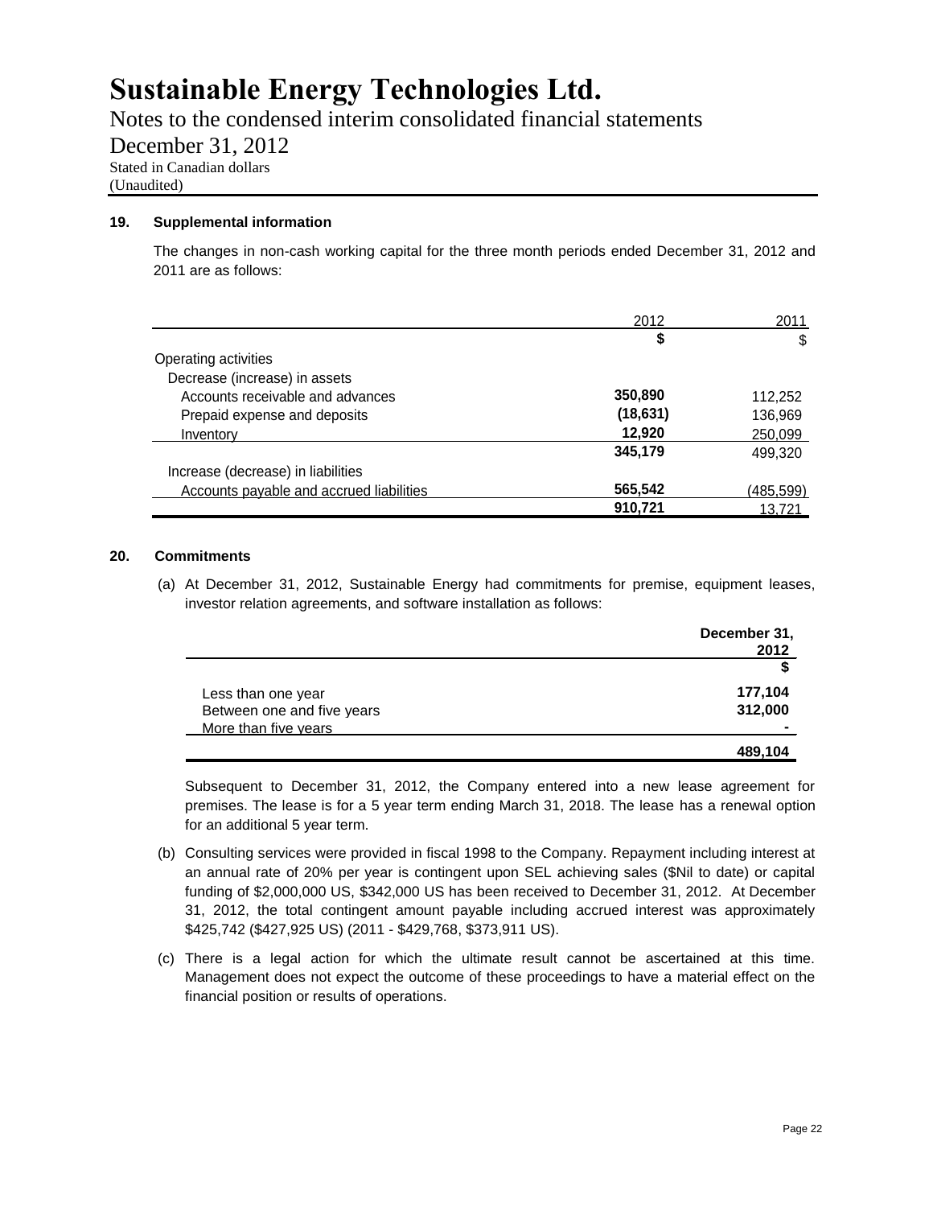# Sustainable Energy Technologies Ltd.

Notes to the condensed interim consolidated financial statements

December 31, 2012

Stated in Canadian dollars
(Unaudited)

## 19. Supplemental information

The changes in non-cash working capital for the three month periods ended December 31, 2012 and 2011 are as follows:

| | 2012 | 2011 |
|---|---|---|
| | **$** | $ |
| Operating activities | | |
| Decrease (increase) in assets | | |
| Accounts receivable and advances | **350,890** | 112,252 |
| Prepaid expense and deposits | **(18,631)** | 136,969 |
| Inventory | **12,920** | 250,099 |
| | **345,179** | 499,320 |
| Increase (decrease) in liabilities | | |
| Accounts payable and accrued liabilities | **565,542** | (485,599) |
| | **910,721** | 13,721 |

## 20. Commitments

(a) At December 31, 2012, Sustainable Energy had commitments for premise, equipment leases, investor relation agreements, and software installation as follows:

| | **December 31, 2012** |
|---|---|
| | **$** |
| Less than one year | **177,104** |
| Between one and five years | **312,000** |
| More than five years | **-** |
| | **489,104** |

Subsequent to December 31, 2012, the Company entered into a new lease agreement for premises. The lease is for a 5 year term ending March 31, 2018. The lease has a renewal option for an additional 5 year term.

(b) Consulting services were provided in fiscal 1998 to the Company. Repayment including interest at an annual rate of 20% per year is contingent upon SEL achieving sales ($Nil to date) or capital funding of $2,000,000 US, $342,000 US has been received to December 31, 2012. At December 31, 2012, the total contingent amount payable including accrued interest was approximately $425,742 ($427,925 US) (2011 - $429,768, $373,911 US).

(c) There is a legal action for which the ultimate result cannot be ascertained at this time. Management does not expect the outcome of these proceedings to have a material effect on the financial position or results of operations.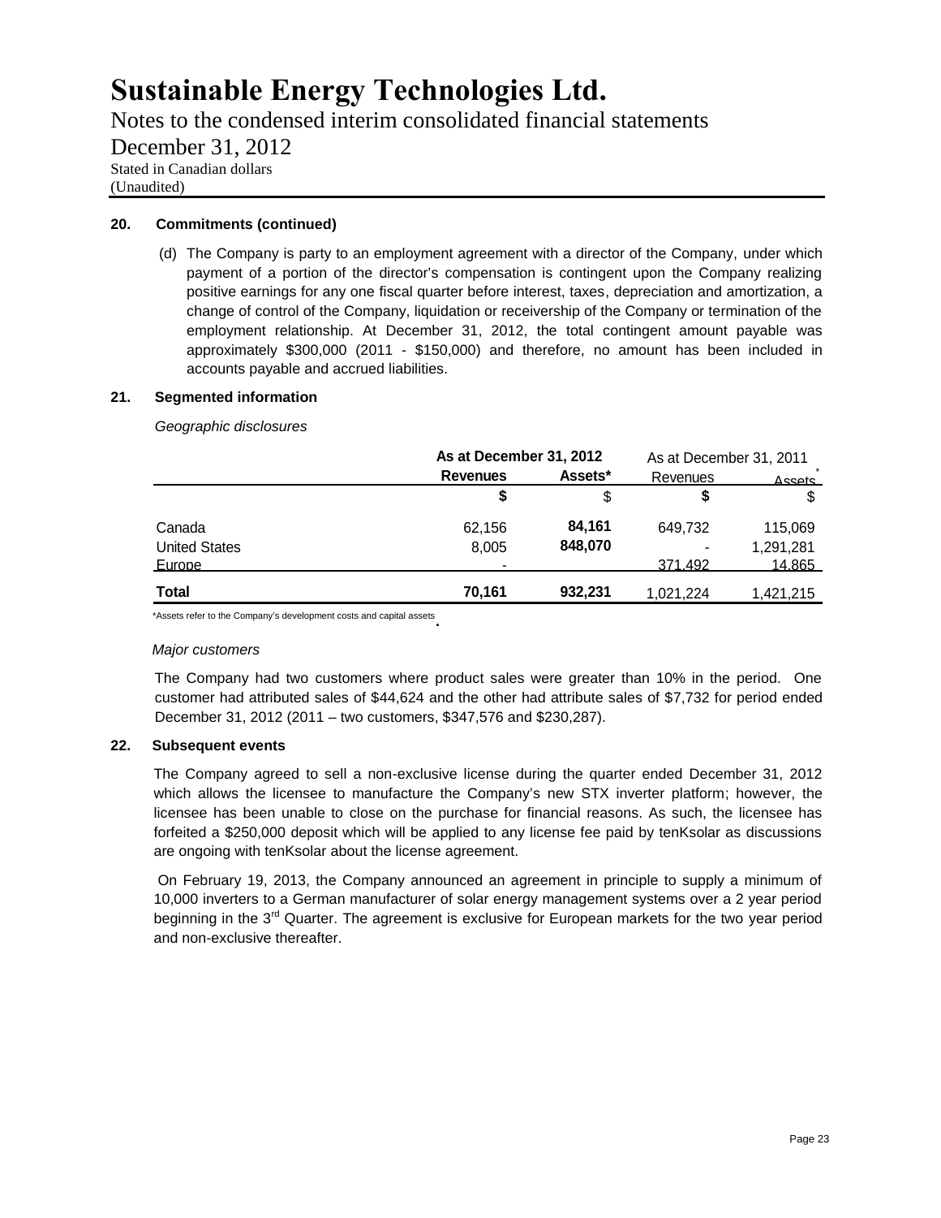# Sustainable Energy Technologies Ltd.

Notes to the condensed interim consolidated financial statements

December 31, 2012

Stated in Canadian dollars

(Unaudited)

### 20. Commitments (continued)

(d) The Company is party to an employment agreement with a director of the Company, under which payment of a portion of the director's compensation is contingent upon the Company realizing positive earnings for any one fiscal quarter before interest, taxes, depreciation and amortization, a change of control of the Company, liquidation or receivership of the Company or termination of the employment relationship. At December 31, 2012, the total contingent amount payable was approximately $300,000 (2011 - $150,000) and therefore, no amount has been included in accounts payable and accrued liabilities.

### 21. Segmented information

*Geographic disclosures*

| | As at December 31, 2012 | | As at December 31, 2011 | |
|---|---|---|---|---|
| | **Revenues** | **Assets*** | Revenues | Assets* |
| | **$** | $ | **$** | $ |
| Canada | 62,156 | **84,161** | 649,732 | 115,069 |
| United States | 8,005 | **848,070** | - | 1,291,281 |
| Europe | - | | 371,492 | 14,865 |
| **Total** | **70,161** | **932,231** | 1,021,224 | 1,421,215 |

*Assets refer to the Company's development costs and capital assets.

*Major customers*

The Company had two customers where product sales were greater than 10% in the period. One customer had attributed sales of $44,624 and the other had attribute sales of $7,732 for period ended December 31, 2012 (2011 – two customers, $347,576 and $230,287).

### 22. Subsequent events

The Company agreed to sell a non-exclusive license during the quarter ended December 31, 2012 which allows the licensee to manufacture the Company's new STX inverter platform; however, the licensee has been unable to close on the purchase for financial reasons. As such, the licensee has forfeited a $250,000 deposit which will be applied to any license fee paid by tenKsolar as discussions are ongoing with tenKsolar about the license agreement.

On February 19, 2013, the Company announced an agreement in principle to supply a minimum of 10,000 inverters to a German manufacturer of solar energy management systems over a 2 year period beginning in the 3rd Quarter. The agreement is exclusive for European markets for the two year period and non-exclusive thereafter.